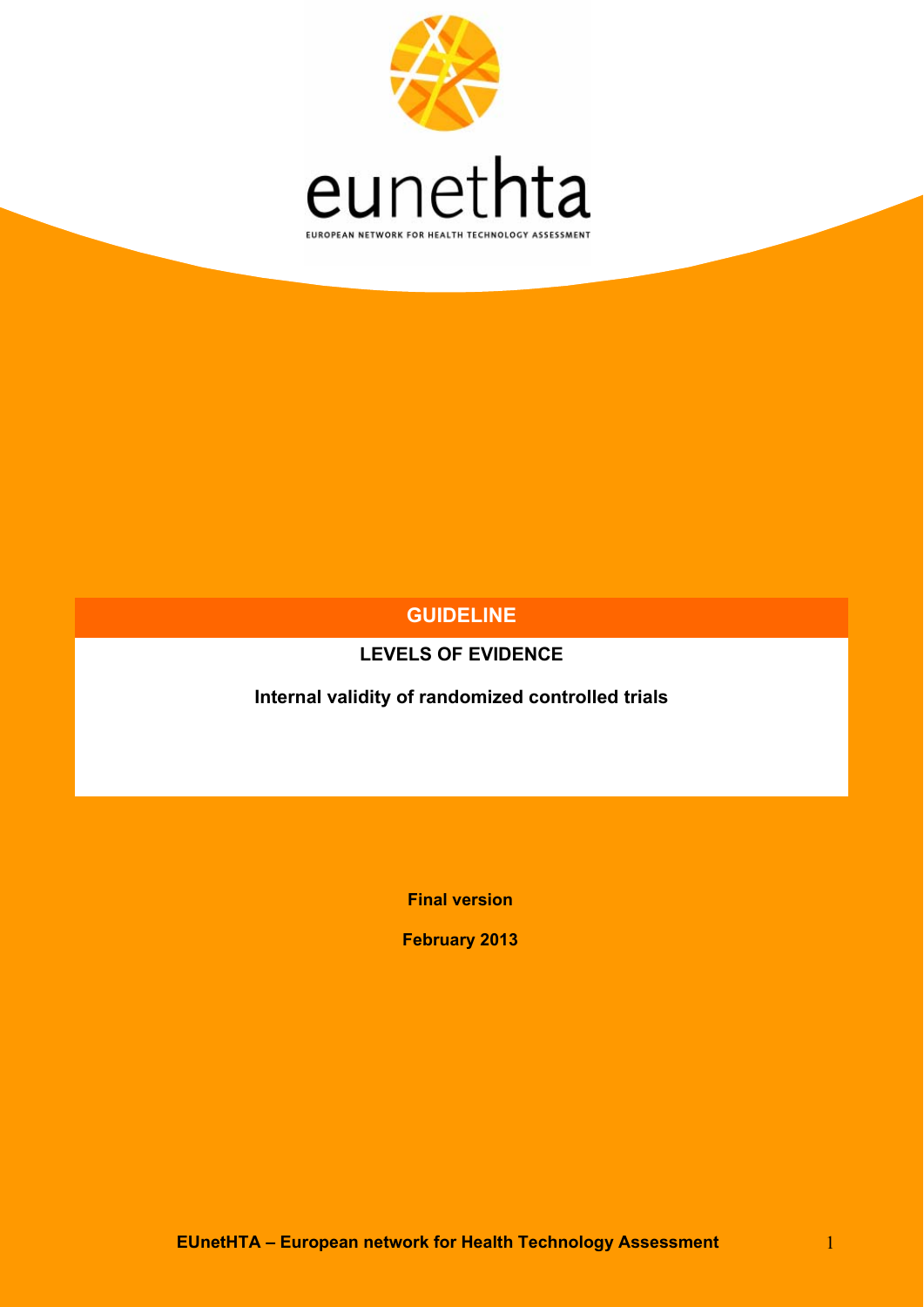eunethta

EUROPEAN NETWORK FOR HEALTH TECHNOLOGY ASSESSMENT

# GUIDELINE

## LEVELS OF EVIDENCE

### Internal validity of randomized controlled trials

**Final version**

**February 2013**

**EUnetHTA – European network for Health Technology Assessment**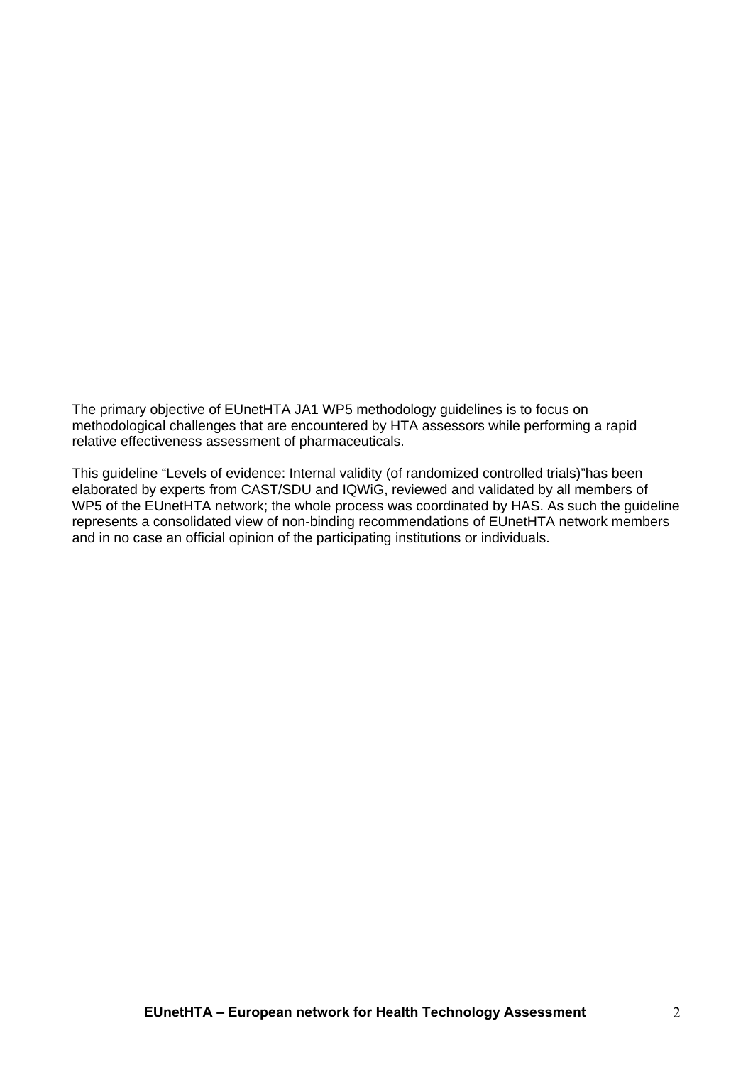The primary objective of EUnetHTA JA1 WP5 methodology guidelines is to focus on methodological challenges that are encountered by HTA assessors while performing a rapid relative effectiveness assessment of pharmaceuticals.

This guideline “Levels of evidence: Internal validity (of randomized controlled trials)”has been elaborated by experts from CAST/SDU and IQWiG, reviewed and validated by all members of WP5 of the EUnetHTA network; the whole process was coordinated by HAS. As such the guideline represents a consolidated view of non-binding recommendations of EUnetHTA network members and in no case an official opinion of the participating institutions or individuals.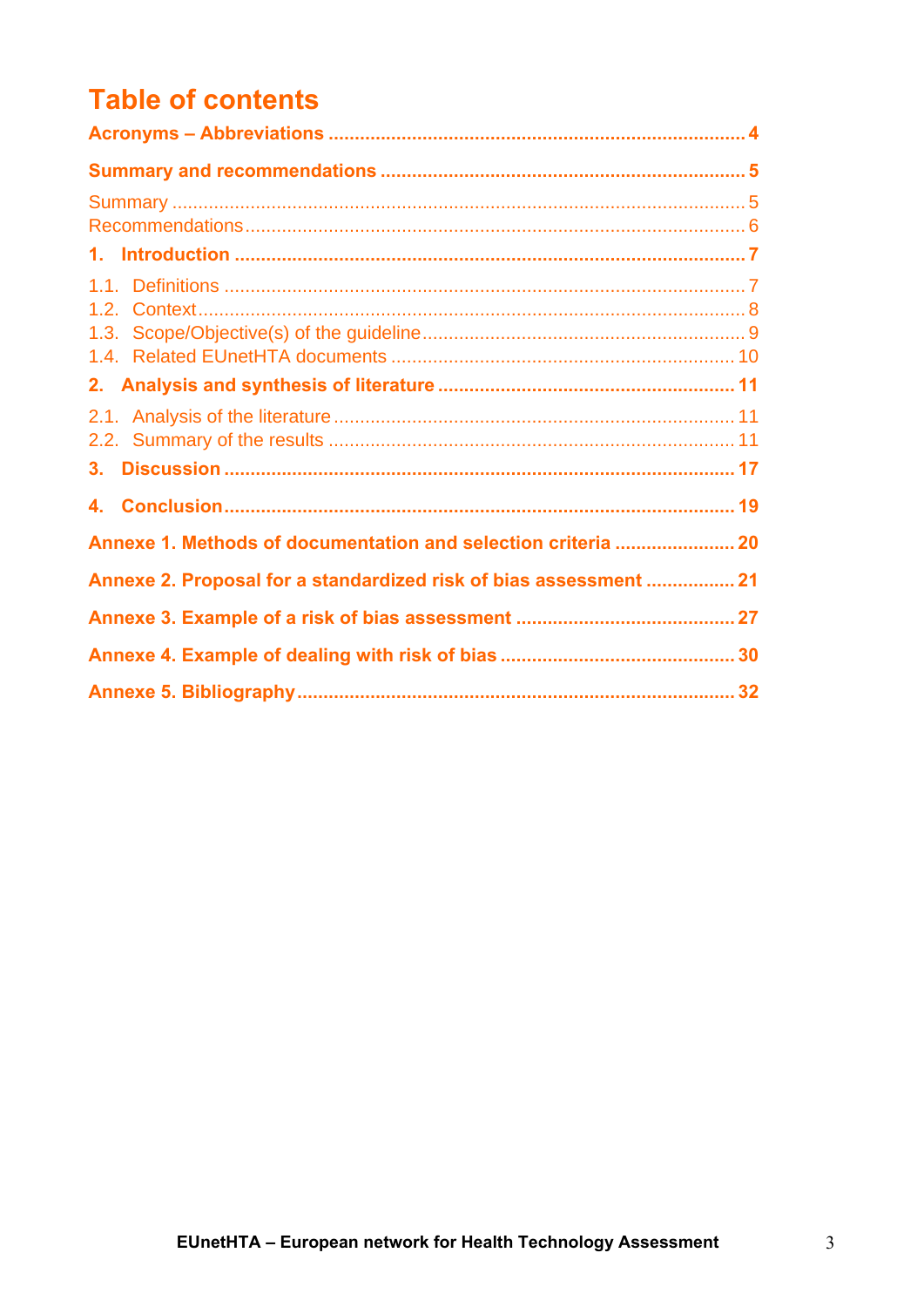# Table of contents

**Acronyms – Abbreviations** ........ 4

**Summary and recommendations** ........ 5

Summary ........ 5
Recommendations ........ 6

**1. Introduction** ........ 7

1.1. Definitions ........ 7
1.2. Context ........ 8
1.3. Scope/Objective(s) of the guideline ........ 9
1.4. Related EUnetHTA documents ........ 10

**2. Analysis and synthesis of literature** ........ 11

2.1. Analysis of the literature ........ 11
2.2. Summary of the results ........ 11

**3. Discussion** ........ 17

**4. Conclusion** ........ 19

**Annexe 1. Methods of documentation and selection criteria** ........ 20

**Annexe 2. Proposal for a standardized risk of bias assessment** ........ 21

**Annexe 3. Example of a risk of bias assessment** ........ 27

**Annexe 4. Example of dealing with risk of bias** ........ 30

**Annexe 5. Bibliography** ........ 32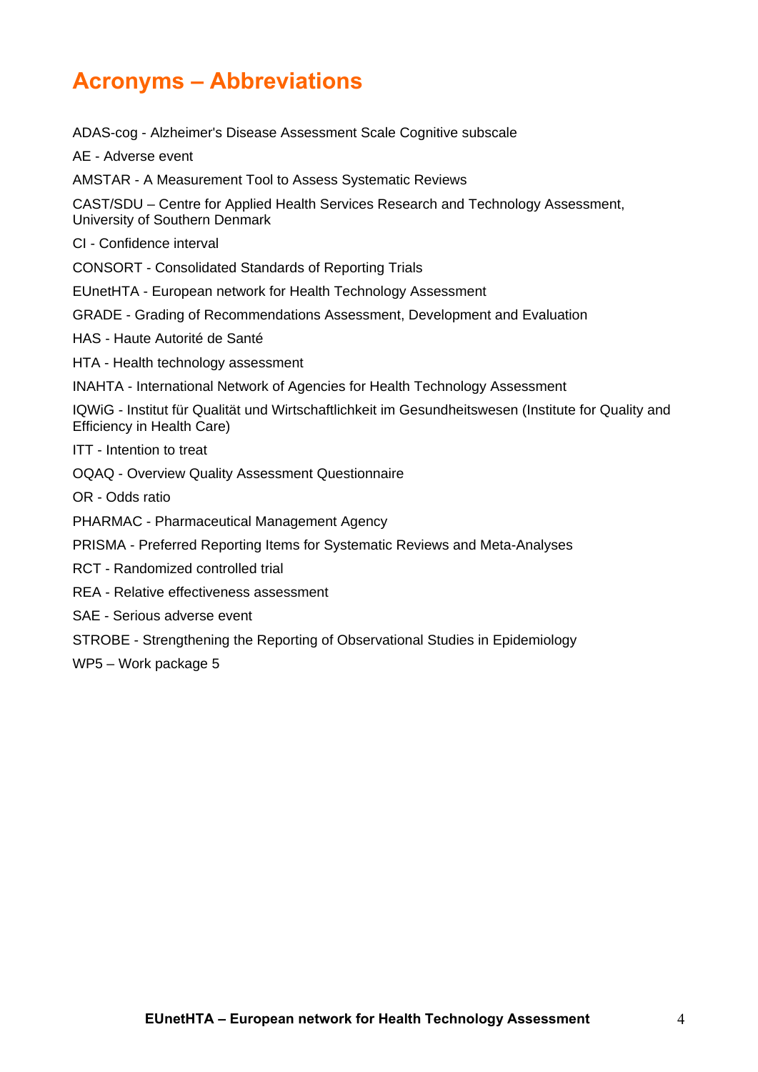# Acronyms – Abbreviations

ADAS-cog - Alzheimer's Disease Assessment Scale Cognitive subscale

AE - Adverse event

AMSTAR - A Measurement Tool to Assess Systematic Reviews

CAST/SDU – Centre for Applied Health Services Research and Technology Assessment, University of Southern Denmark

CI - Confidence interval

CONSORT - Consolidated Standards of Reporting Trials

EUnetHTA - European network for Health Technology Assessment

GRADE - Grading of Recommendations Assessment, Development and Evaluation

HAS - Haute Autorité de Santé

HTA - Health technology assessment

INAHTA - International Network of Agencies for Health Technology Assessment

IQWiG - Institut für Qualität und Wirtschaftlichkeit im Gesundheitswesen (Institute for Quality and Efficiency in Health Care)

ITT - Intention to treat

OQAQ - Overview Quality Assessment Questionnaire

OR - Odds ratio

PHARMAC - Pharmaceutical Management Agency

PRISMA - Preferred Reporting Items for Systematic Reviews and Meta-Analyses

RCT - Randomized controlled trial

REA - Relative effectiveness assessment

SAE - Serious adverse event

STROBE - Strengthening the Reporting of Observational Studies in Epidemiology

WP5 – Work package 5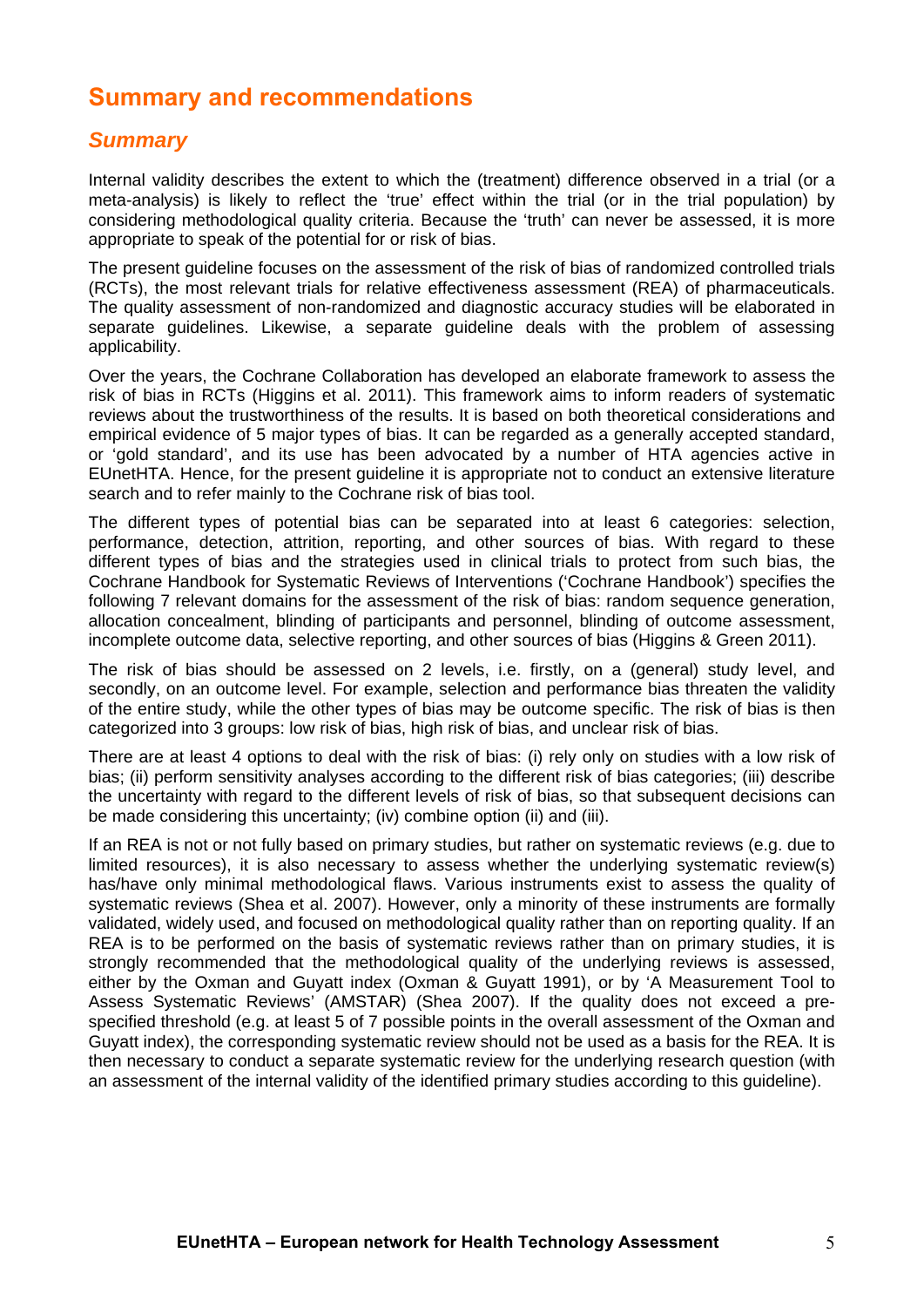# Summary and recommendations

## *Summary*

Internal validity describes the extent to which the (treatment) difference observed in a trial (or a meta-analysis) is likely to reflect the 'true' effect within the trial (or in the trial population) by considering methodological quality criteria. Because the 'truth' can never be assessed, it is more appropriate to speak of the potential for or risk of bias.

The present guideline focuses on the assessment of the risk of bias of randomized controlled trials (RCTs), the most relevant trials for relative effectiveness assessment (REA) of pharmaceuticals. The quality assessment of non-randomized and diagnostic accuracy studies will be elaborated in separate guidelines. Likewise, a separate guideline deals with the problem of assessing applicability.

Over the years, the Cochrane Collaboration has developed an elaborate framework to assess the risk of bias in RCTs (Higgins et al. 2011). This framework aims to inform readers of systematic reviews about the trustworthiness of the results. It is based on both theoretical considerations and empirical evidence of 5 major types of bias. It can be regarded as a generally accepted standard, or 'gold standard', and its use has been advocated by a number of HTA agencies active in EUnetHTA. Hence, for the present guideline it is appropriate not to conduct an extensive literature search and to refer mainly to the Cochrane risk of bias tool.

The different types of potential bias can be separated into at least 6 categories: selection, performance, detection, attrition, reporting, and other sources of bias. With regard to these different types of bias and the strategies used in clinical trials to protect from such bias, the Cochrane Handbook for Systematic Reviews of Interventions ('Cochrane Handbook') specifies the following 7 relevant domains for the assessment of the risk of bias: random sequence generation, allocation concealment, blinding of participants and personnel, blinding of outcome assessment, incomplete outcome data, selective reporting, and other sources of bias (Higgins & Green 2011).

The risk of bias should be assessed on 2 levels, i.e. firstly, on a (general) study level, and secondly, on an outcome level. For example, selection and performance bias threaten the validity of the entire study, while the other types of bias may be outcome specific. The risk of bias is then categorized into 3 groups: low risk of bias, high risk of bias, and unclear risk of bias.

There are at least 4 options to deal with the risk of bias: (i) rely only on studies with a low risk of bias; (ii) perform sensitivity analyses according to the different risk of bias categories; (iii) describe the uncertainty with regard to the different levels of risk of bias, so that subsequent decisions can be made considering this uncertainty; (iv) combine option (ii) and (iii).

If an REA is not or not fully based on primary studies, but rather on systematic reviews (e.g. due to limited resources), it is also necessary to assess whether the underlying systematic review(s) has/have only minimal methodological flaws. Various instruments exist to assess the quality of systematic reviews (Shea et al. 2007). However, only a minority of these instruments are formally validated, widely used, and focused on methodological quality rather than on reporting quality. If an REA is to be performed on the basis of systematic reviews rather than on primary studies, it is strongly recommended that the methodological quality of the underlying reviews is assessed, either by the Oxman and Guyatt index (Oxman & Guyatt 1991), or by 'A Measurement Tool to Assess Systematic Reviews' (AMSTAR) (Shea 2007). If the quality does not exceed a pre-specified threshold (e.g. at least 5 of 7 possible points in the overall assessment of the Oxman and Guyatt index), the corresponding systematic review should not be used as a basis for the REA. It is then necessary to conduct a separate systematic review for the underlying research question (with an assessment of the internal validity of the identified primary studies according to this guideline).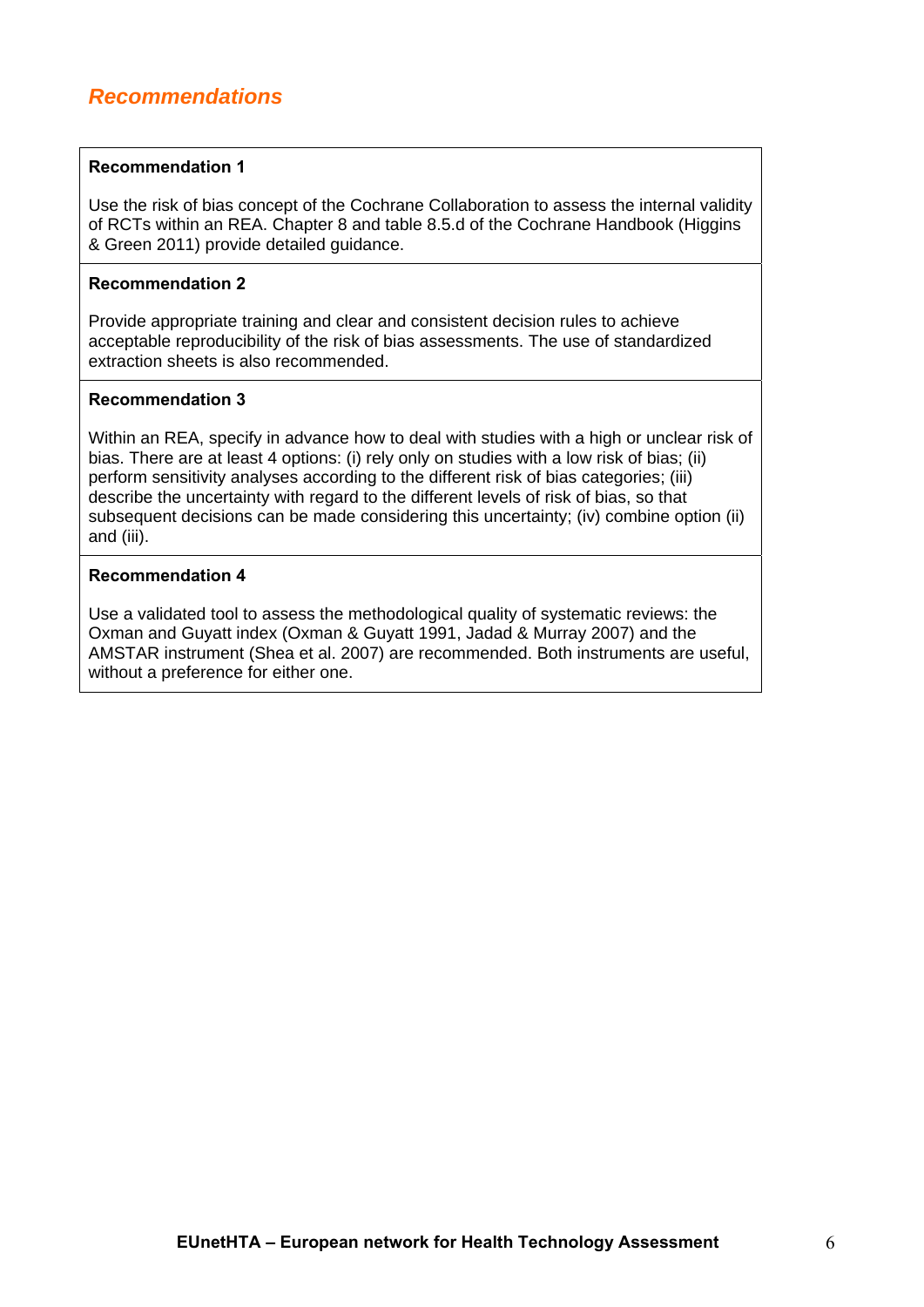## *Recommendations*

**Recommendation 1**

Use the risk of bias concept of the Cochrane Collaboration to assess the internal validity of RCTs within an REA. Chapter 8 and table 8.5.d of the Cochrane Handbook (Higgins & Green 2011) provide detailed guidance.

**Recommendation 2**

Provide appropriate training and clear and consistent decision rules to achieve acceptable reproducibility of the risk of bias assessments. The use of standardized extraction sheets is also recommended.

**Recommendation 3**

Within an REA, specify in advance how to deal with studies with a high or unclear risk of bias. There are at least 4 options: (i) rely only on studies with a low risk of bias; (ii) perform sensitivity analyses according to the different risk of bias categories; (iii) describe the uncertainty with regard to the different levels of risk of bias, so that subsequent decisions can be made considering this uncertainty; (iv) combine option (ii) and (iii).

**Recommendation 4**

Use a validated tool to assess the methodological quality of systematic reviews: the Oxman and Guyatt index (Oxman & Guyatt 1991, Jadad & Murray 2007) and the AMSTAR instrument (Shea et al. 2007) are recommended. Both instruments are useful, without a preference for either one.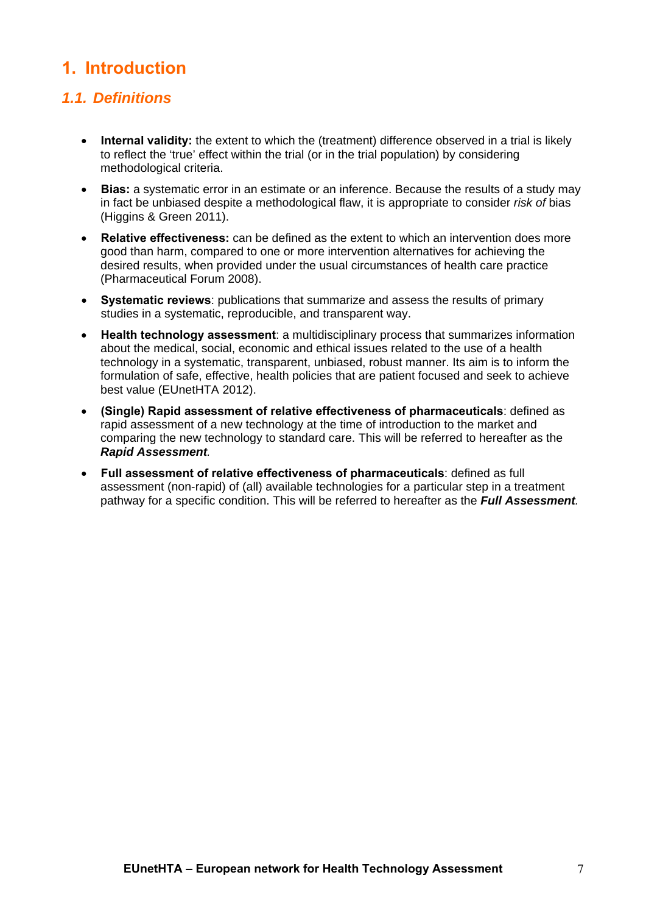# 1. Introduction

## 1.1. Definitions

- **Internal validity:** the extent to which the (treatment) difference observed in a trial is likely to reflect the 'true' effect within the trial (or in the trial population) by considering methodological criteria.
- **Bias:** a systematic error in an estimate or an inference. Because the results of a study may in fact be unbiased despite a methodological flaw, it is appropriate to consider *risk of* bias (Higgins & Green 2011).
- **Relative effectiveness:** can be defined as the extent to which an intervention does more good than harm, compared to one or more intervention alternatives for achieving the desired results, when provided under the usual circumstances of health care practice (Pharmaceutical Forum 2008).
- **Systematic reviews**: publications that summarize and assess the results of primary studies in a systematic, reproducible, and transparent way.
- **Health technology assessment**: a multidisciplinary process that summarizes information about the medical, social, economic and ethical issues related to the use of a health technology in a systematic, transparent, unbiased, robust manner. Its aim is to inform the formulation of safe, effective, health policies that are patient focused and seek to achieve best value (EUnetHTA 2012).
- **(Single) Rapid assessment of relative effectiveness of pharmaceuticals**: defined as rapid assessment of a new technology at the time of introduction to the market and comparing the new technology to standard care. This will be referred to hereafter as the ***Rapid Assessment****.*
- **Full assessment of relative effectiveness of pharmaceuticals**: defined as full assessment (non-rapid) of (all) available technologies for a particular step in a treatment pathway for a specific condition. This will be referred to hereafter as the ***Full Assessment****.*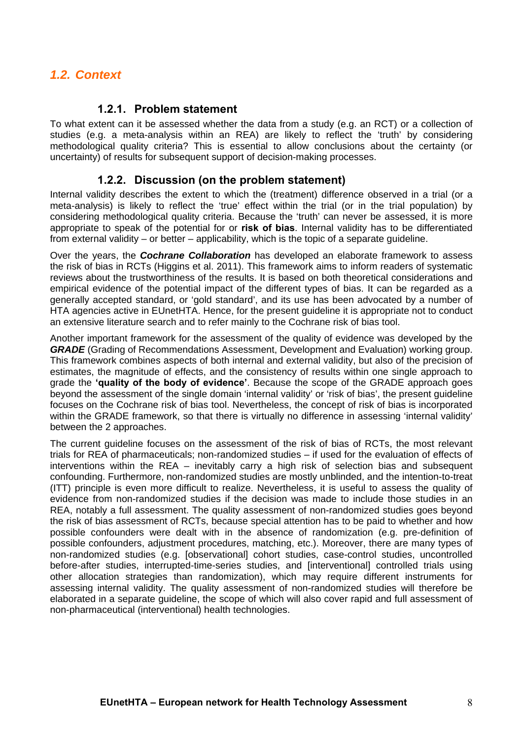## *1.2. Context*

### 1.2.1. Problem statement

To what extent can it be assessed whether the data from a study (e.g. an RCT) or a collection of studies (e.g. a meta-analysis within an REA) are likely to reflect the 'truth' by considering methodological quality criteria? This is essential to allow conclusions about the certainty (or uncertainty) of results for subsequent support of decision-making processes.

### 1.2.2. Discussion (on the problem statement)

Internal validity describes the extent to which the (treatment) difference observed in a trial (or a meta-analysis) is likely to reflect the 'true' effect within the trial (or in the trial population) by considering methodological quality criteria. Because the 'truth' can never be assessed, it is more appropriate to speak of the potential for or **risk of bias**. Internal validity has to be differentiated from external validity – or better – applicability, which is the topic of a separate guideline.

Over the years, the ***Cochrane Collaboration*** has developed an elaborate framework to assess the risk of bias in RCTs (Higgins et al. 2011). This framework aims to inform readers of systematic reviews about the trustworthiness of the results. It is based on both theoretical considerations and empirical evidence of the potential impact of the different types of bias. It can be regarded as a generally accepted standard, or 'gold standard', and its use has been advocated by a number of HTA agencies active in EUnetHTA. Hence, for the present guideline it is appropriate not to conduct an extensive literature search and to refer mainly to the Cochrane risk of bias tool.

Another important framework for the assessment of the quality of evidence was developed by the ***GRADE*** (Grading of Recommendations Assessment, Development and Evaluation) working group. This framework combines aspects of both internal and external validity, but also of the precision of estimates, the magnitude of effects, and the consistency of results within one single approach to grade the **'quality of the body of evidence'**. Because the scope of the GRADE approach goes beyond the assessment of the single domain 'internal validity' or 'risk of bias', the present guideline focuses on the Cochrane risk of bias tool. Nevertheless, the concept of risk of bias is incorporated within the GRADE framework, so that there is virtually no difference in assessing 'internal validity' between the 2 approaches.

The current guideline focuses on the assessment of the risk of bias of RCTs, the most relevant trials for REA of pharmaceuticals; non-randomized studies – if used for the evaluation of effects of interventions within the REA – inevitably carry a high risk of selection bias and subsequent confounding. Furthermore, non-randomized studies are mostly unblinded, and the intention-to-treat (ITT) principle is even more difficult to realize. Nevertheless, it is useful to assess the quality of evidence from non-randomized studies if the decision was made to include those studies in an REA, notably a full assessment. The quality assessment of non-randomized studies goes beyond the risk of bias assessment of RCTs, because special attention has to be paid to whether and how possible confounders were dealt with in the absence of randomization (e.g. pre-definition of possible confounders, adjustment procedures, matching, etc.). Moreover, there are many types of non-randomized studies (e.g. [observational] cohort studies, case-control studies, uncontrolled before-after studies, interrupted-time-series studies, and [interventional] controlled trials using other allocation strategies than randomization), which may require different instruments for assessing internal validity. The quality assessment of non-randomized studies will therefore be elaborated in a separate guideline, the scope of which will also cover rapid and full assessment of non-pharmaceutical (interventional) health technologies.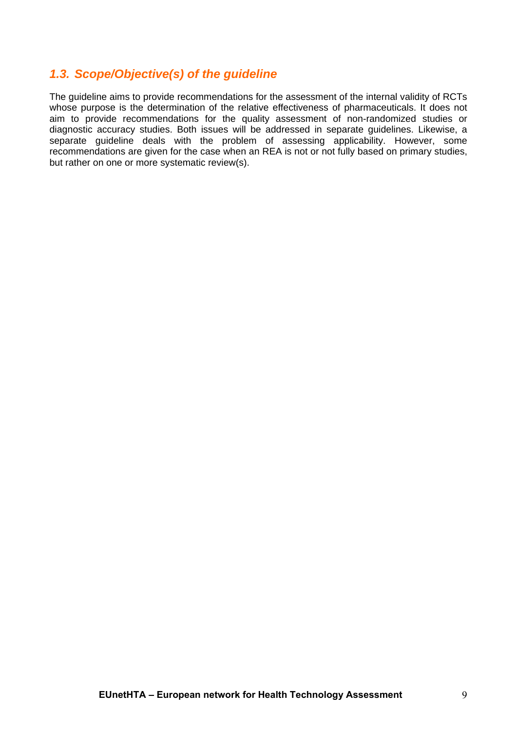## *1.3. Scope/Objective(s) of the guideline*

The guideline aims to provide recommendations for the assessment of the internal validity of RCTs whose purpose is the determination of the relative effectiveness of pharmaceuticals. It does not aim to provide recommendations for the quality assessment of non-randomized studies or diagnostic accuracy studies. Both issues will be addressed in separate guidelines. Likewise, a separate guideline deals with the problem of assessing applicability. However, some recommendations are given for the case when an REA is not or not fully based on primary studies, but rather on one or more systematic review(s).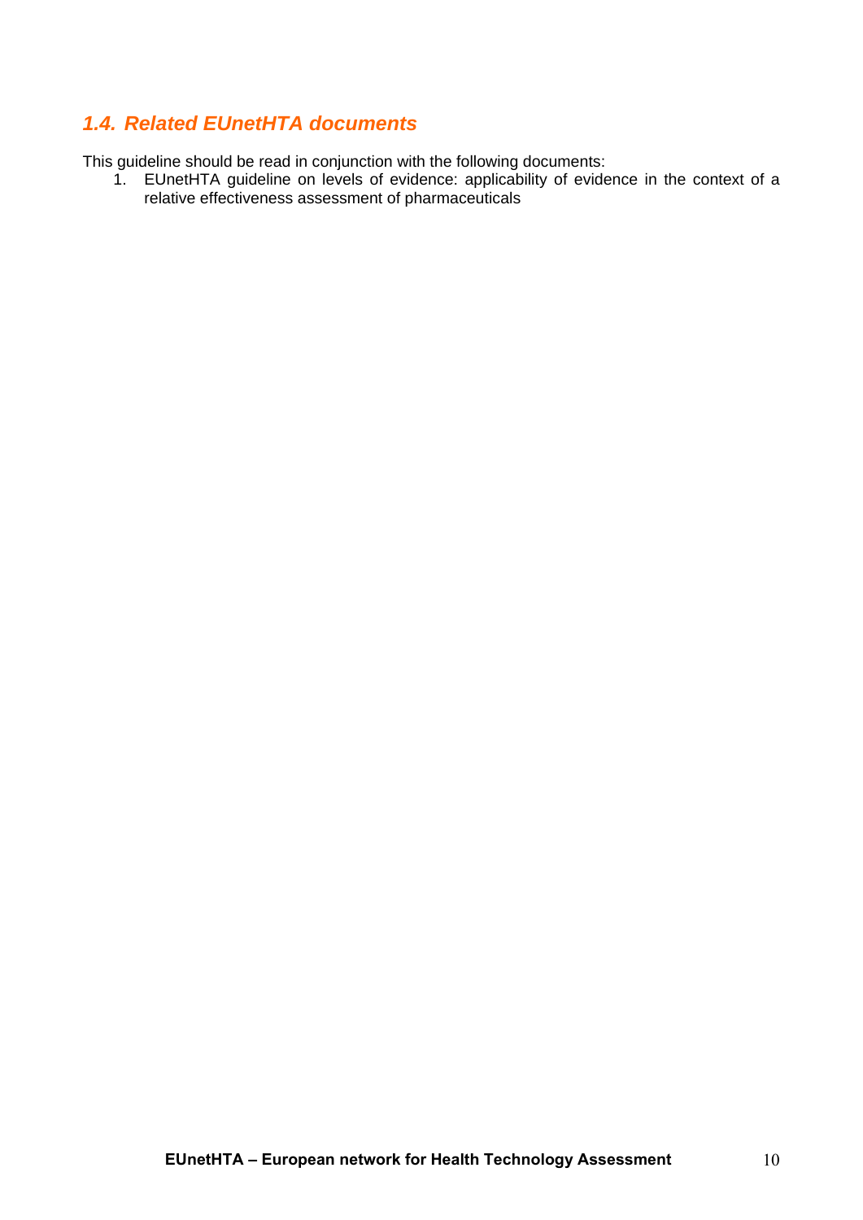## *1.4. Related EUnetHTA documents*

This guideline should be read in conjunction with the following documents:

1. EUnetHTA guideline on levels of evidence: applicability of evidence in the context of a relative effectiveness assessment of pharmaceuticals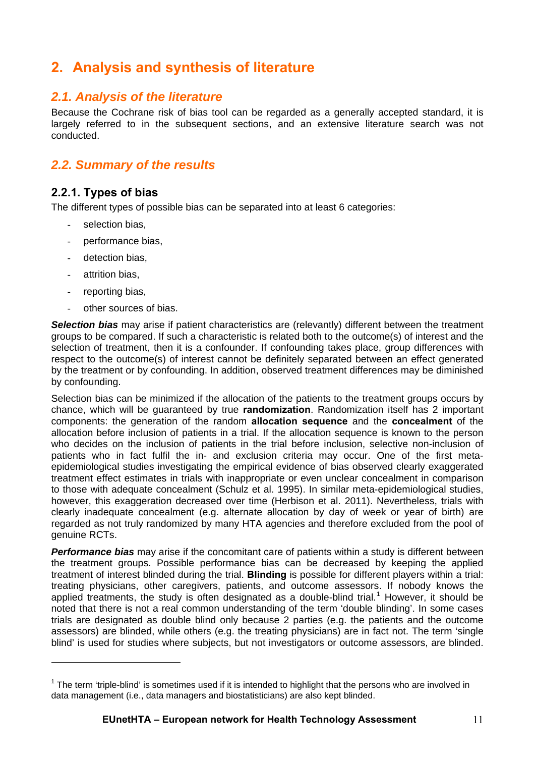# 2. Analysis and synthesis of literature

## 2.1. Analysis of the literature

Because the Cochrane risk of bias tool can be regarded as a generally accepted standard, it is largely referred to in the subsequent sections, and an extensive literature search was not conducted.

## 2.2. Summary of the results

### 2.2.1. Types of bias

The different types of possible bias can be separated into at least 6 categories:

- selection bias,
- performance bias,
- detection bias,
- attrition bias,
- reporting bias,
- other sources of bias.

***Selection bias*** may arise if patient characteristics are (relevantly) different between the treatment groups to be compared. If such a characteristic is related both to the outcome(s) of interest and the selection of treatment, then it is a confounder. If confounding takes place, group differences with respect to the outcome(s) of interest cannot be definitely separated between an effect generated by the treatment or by confounding. In addition, observed treatment differences may be diminished by confounding.

Selection bias can be minimized if the allocation of the patients to the treatment groups occurs by chance, which will be guaranteed by true **randomization**. Randomization itself has 2 important components: the generation of the random **allocation sequence** and the **concealment** of the allocation before inclusion of patients in a trial. If the allocation sequence is known to the person who decides on the inclusion of patients in the trial before inclusion, selective non-inclusion of patients who in fact fulfil the in- and exclusion criteria may occur. One of the first meta-epidemiological studies investigating the empirical evidence of bias observed clearly exaggerated treatment effect estimates in trials with inappropriate or even unclear concealment in comparison to those with adequate concealment (Schulz et al. 1995). In similar meta-epidemiological studies, however, this exaggeration decreased over time (Herbison et al. 2011). Nevertheless, trials with clearly inadequate concealment (e.g. alternate allocation by day of week or year of birth) are regarded as not truly randomized by many HTA agencies and therefore excluded from the pool of genuine RCTs.

***Performance bias*** may arise if the concomitant care of patients within a study is different between the treatment groups. Possible performance bias can be decreased by keeping the applied treatment of interest blinded during the trial. **Blinding** is possible for different players within a trial: treating physicians, other caregivers, patients, and outcome assessors. If nobody knows the applied treatments, the study is often designated as a double-blind trial.[1] However, it should be noted that there is not a real common understanding of the term 'double blinding'. In some cases trials are designated as double blind only because 2 parties (e.g. the patients and the outcome assessors) are blinded, while others (e.g. the treating physicians) are in fact not. The term 'single blind' is used for studies where subjects, but not investigators or outcome assessors, are blinded.

---

[1] The term 'triple-blind' is sometimes used if it is intended to highlight that the persons who are involved in data management (i.e., data managers and biostatisticians) are also kept blinded.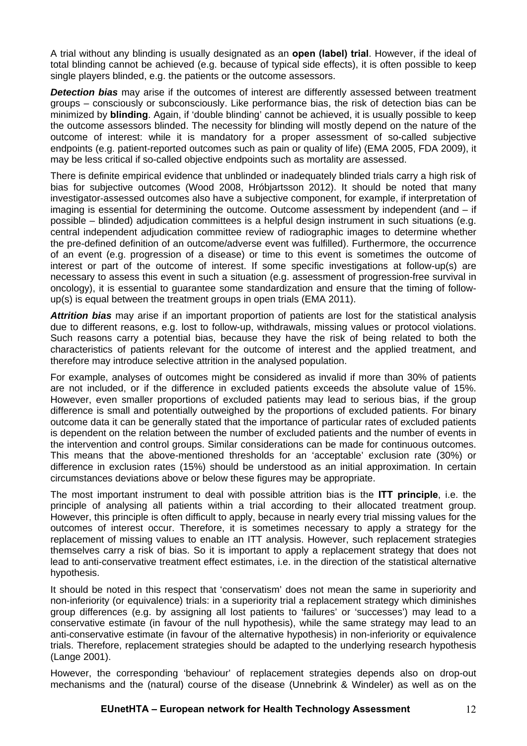A trial without any blinding is usually designated as an **open (label) trial**. However, if the ideal of total blinding cannot be achieved (e.g. because of typical side effects), it is often possible to keep single players blinded, e.g. the patients or the outcome assessors.

***Detection bias*** may arise if the outcomes of interest are differently assessed between treatment groups – consciously or subconsciously. Like performance bias, the risk of detection bias can be minimized by **blinding**. Again, if 'double blinding' cannot be achieved, it is usually possible to keep the outcome assessors blinded. The necessity for blinding will mostly depend on the nature of the outcome of interest: while it is mandatory for a proper assessment of so-called subjective endpoints (e.g. patient-reported outcomes such as pain or quality of life) (EMA 2005, FDA 2009), it may be less critical if so-called objective endpoints such as mortality are assessed.

There is definite empirical evidence that unblinded or inadequately blinded trials carry a high risk of bias for subjective outcomes (Wood 2008, Hróbjartsson 2012). It should be noted that many investigator-assessed outcomes also have a subjective component, for example, if interpretation of imaging is essential for determining the outcome. Outcome assessment by independent (and – if possible – blinded) adjudication committees is a helpful design instrument in such situations (e.g. central independent adjudication committee review of radiographic images to determine whether the pre-defined definition of an outcome/adverse event was fulfilled). Furthermore, the occurrence of an event (e.g. progression of a disease) or time to this event is sometimes the outcome of interest or part of the outcome of interest. If some specific investigations at follow-up(s) are necessary to assess this event in such a situation (e.g. assessment of progression-free survival in oncology), it is essential to guarantee some standardization and ensure that the timing of follow-up(s) is equal between the treatment groups in open trials (EMA 2011).

***Attrition bias*** may arise if an important proportion of patients are lost for the statistical analysis due to different reasons, e.g. lost to follow-up, withdrawals, missing values or protocol violations. Such reasons carry a potential bias, because they have the risk of being related to both the characteristics of patients relevant for the outcome of interest and the applied treatment, and therefore may introduce selective attrition in the analysed population.

For example, analyses of outcomes might be considered as invalid if more than 30% of patients are not included, or if the difference in excluded patients exceeds the absolute value of 15%. However, even smaller proportions of excluded patients may lead to serious bias, if the group difference is small and potentially outweighed by the proportions of excluded patients. For binary outcome data it can be generally stated that the importance of particular rates of excluded patients is dependent on the relation between the number of excluded patients and the number of events in the intervention and control groups. Similar considerations can be made for continuous outcomes. This means that the above-mentioned thresholds for an 'acceptable' exclusion rate (30%) or difference in exclusion rates (15%) should be understood as an initial approximation. In certain circumstances deviations above or below these figures may be appropriate.

The most important instrument to deal with possible attrition bias is the **ITT principle**, i.e. the principle of analysing all patients within a trial according to their allocated treatment group. However, this principle is often difficult to apply, because in nearly every trial missing values for the outcomes of interest occur. Therefore, it is sometimes necessary to apply a strategy for the replacement of missing values to enable an ITT analysis. However, such replacement strategies themselves carry a risk of bias. So it is important to apply a replacement strategy that does not lead to anti-conservative treatment effect estimates, i.e. in the direction of the statistical alternative hypothesis.

It should be noted in this respect that 'conservatism' does not mean the same in superiority and non-inferiority (or equivalence) trials: in a superiority trial a replacement strategy which diminishes group differences (e.g. by assigning all lost patients to 'failures' or 'successes') may lead to a conservative estimate (in favour of the null hypothesis), while the same strategy may lead to an anti-conservative estimate (in favour of the alternative hypothesis) in non-inferiority or equivalence trials. Therefore, replacement strategies should be adapted to the underlying research hypothesis (Lange 2001).

However, the corresponding 'behaviour' of replacement strategies depends also on drop-out mechanisms and the (natural) course of the disease (Unnebrink & Windeler) as well as on the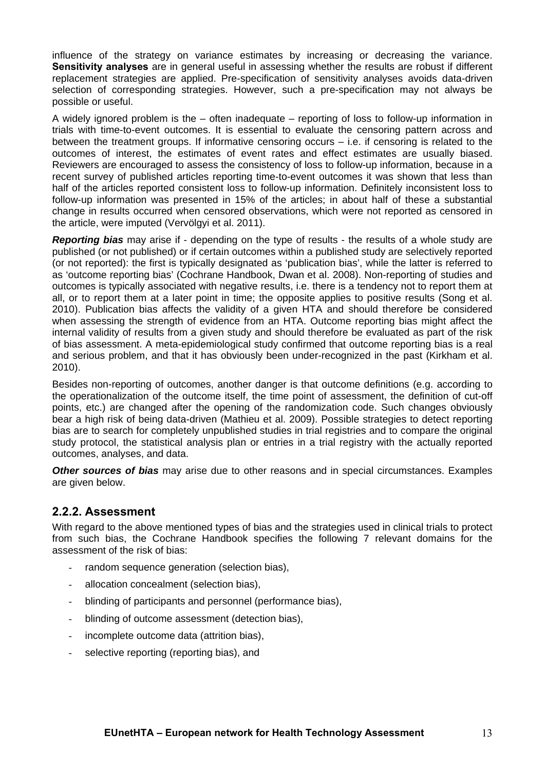influence of the strategy on variance estimates by increasing or decreasing the variance. **Sensitivity analyses** are in general useful in assessing whether the results are robust if different replacement strategies are applied. Pre-specification of sensitivity analyses avoids data-driven selection of corresponding strategies. However, such a pre-specification may not always be possible or useful.

A widely ignored problem is the – often inadequate – reporting of loss to follow-up information in trials with time-to-event outcomes. It is essential to evaluate the censoring pattern across and between the treatment groups. If informative censoring occurs – i.e. if censoring is related to the outcomes of interest, the estimates of event rates and effect estimates are usually biased. Reviewers are encouraged to assess the consistency of loss to follow-up information, because in a recent survey of published articles reporting time-to-event outcomes it was shown that less than half of the articles reported consistent loss to follow-up information. Definitely inconsistent loss to follow-up information was presented in 15% of the articles; in about half of these a substantial change in results occurred when censored observations, which were not reported as censored in the article, were imputed (Vervölgyi et al. 2011).

***Reporting bias*** may arise if - depending on the type of results - the results of a whole study are published (or not published) or if certain outcomes within a published study are selectively reported (or not reported): the first is typically designated as 'publication bias', while the latter is referred to as 'outcome reporting bias' (Cochrane Handbook, Dwan et al. 2008). Non-reporting of studies and outcomes is typically associated with negative results, i.e. there is a tendency not to report them at all, or to report them at a later point in time; the opposite applies to positive results (Song et al. 2010). Publication bias affects the validity of a given HTA and should therefore be considered when assessing the strength of evidence from an HTA. Outcome reporting bias might affect the internal validity of results from a given study and should therefore be evaluated as part of the risk of bias assessment. A meta-epidemiological study confirmed that outcome reporting bias is a real and serious problem, and that it has obviously been under-recognized in the past (Kirkham et al. 2010).

Besides non-reporting of outcomes, another danger is that outcome definitions (e.g. according to the operationalization of the outcome itself, the time point of assessment, the definition of cut-off points, etc.) are changed after the opening of the randomization code. Such changes obviously bear a high risk of being data-driven (Mathieu et al. 2009). Possible strategies to detect reporting bias are to search for completely unpublished studies in trial registries and to compare the original study protocol, the statistical analysis plan or entries in a trial registry with the actually reported outcomes, analyses, and data.

***Other sources of bias*** may arise due to other reasons and in special circumstances. Examples are given below.

## 2.2.2. Assessment

With regard to the above mentioned types of bias and the strategies used in clinical trials to protect from such bias, the Cochrane Handbook specifies the following 7 relevant domains for the assessment of the risk of bias:

- random sequence generation (selection bias),
- allocation concealment (selection bias),
- blinding of participants and personnel (performance bias),
- blinding of outcome assessment (detection bias),
- incomplete outcome data (attrition bias),
- selective reporting (reporting bias), and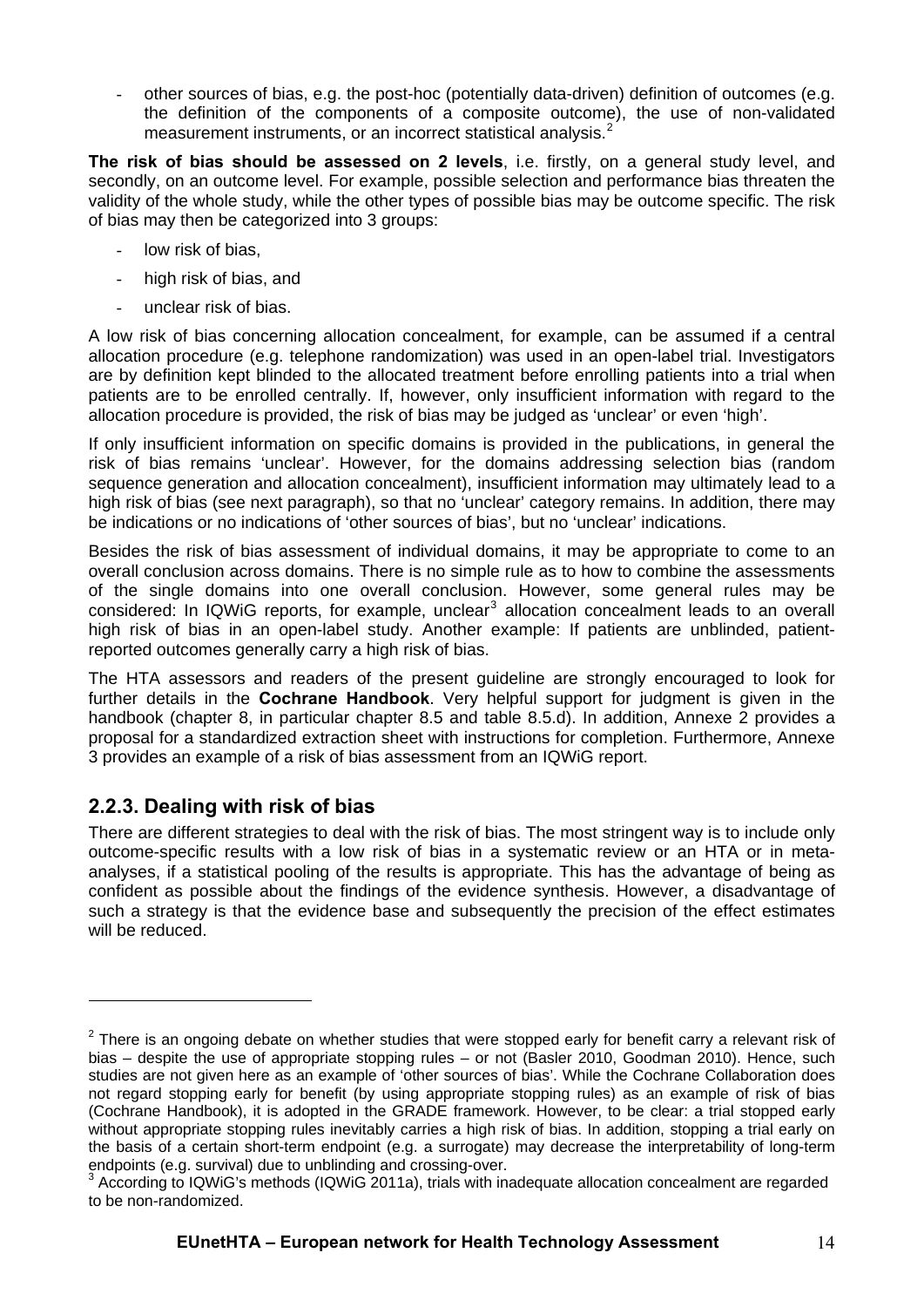- other sources of bias, e.g. the post-hoc (potentially data-driven) definition of outcomes (e.g. the definition of the components of a composite outcome), the use of non-validated measurement instruments, or an incorrect statistical analysis.[2]

**The risk of bias should be assessed on 2 levels**, i.e. firstly, on a general study level, and secondly, on an outcome level. For example, possible selection and performance bias threaten the validity of the whole study, while the other types of possible bias may be outcome specific. The risk of bias may then be categorized into 3 groups:

- low risk of bias,
- high risk of bias, and
- unclear risk of bias.

A low risk of bias concerning allocation concealment, for example, can be assumed if a central allocation procedure (e.g. telephone randomization) was used in an open-label trial. Investigators are by definition kept blinded to the allocated treatment before enrolling patients into a trial when patients are to be enrolled centrally. If, however, only insufficient information with regard to the allocation procedure is provided, the risk of bias may be judged as 'unclear' or even 'high'.

If only insufficient information on specific domains is provided in the publications, in general the risk of bias remains 'unclear'. However, for the domains addressing selection bias (random sequence generation and allocation concealment), insufficient information may ultimately lead to a high risk of bias (see next paragraph), so that no 'unclear' category remains. In addition, there may be indications or no indications of 'other sources of bias', but no 'unclear' indications.

Besides the risk of bias assessment of individual domains, it may be appropriate to come to an overall conclusion across domains. There is no simple rule as to how to combine the assessments of the single domains into one overall conclusion. However, some general rules may be considered: In IQWiG reports, for example, unclear[3] allocation concealment leads to an overall high risk of bias in an open-label study. Another example: If patients are unblinded, patient-reported outcomes generally carry a high risk of bias.

The HTA assessors and readers of the present guideline are strongly encouraged to look for further details in the **Cochrane Handbook**. Very helpful support for judgment is given in the handbook (chapter 8, in particular chapter 8.5 and table 8.5.d). In addition, Annexe 2 provides a proposal for a standardized extraction sheet with instructions for completion. Furthermore, Annexe 3 provides an example of a risk of bias assessment from an IQWiG report.

## 2.2.3. Dealing with risk of bias

There are different strategies to deal with the risk of bias. The most stringent way is to include only outcome-specific results with a low risk of bias in a systematic review or an HTA or in meta-analyses, if a statistical pooling of the results is appropriate. This has the advantage of being as confident as possible about the findings of the evidence synthesis. However, a disadvantage of such a strategy is that the evidence base and subsequently the precision of the effect estimates will be reduced.

---

[2] There is an ongoing debate on whether studies that were stopped early for benefit carry a relevant risk of bias – despite the use of appropriate stopping rules – or not (Basler 2010, Goodman 2010). Hence, such studies are not given here as an example of 'other sources of bias'. While the Cochrane Collaboration does not regard stopping early for benefit (by using appropriate stopping rules) as an example of risk of bias (Cochrane Handbook), it is adopted in the GRADE framework. However, to be clear: a trial stopped early without appropriate stopping rules inevitably carries a high risk of bias. In addition, stopping a trial early on the basis of a certain short-term endpoint (e.g. a surrogate) may decrease the interpretability of long-term endpoints (e.g. survival) due to unblinding and crossing-over.

[3] According to IQWiG's methods (IQWiG 2011a), trials with inadequate allocation concealment are regarded to be non-randomized.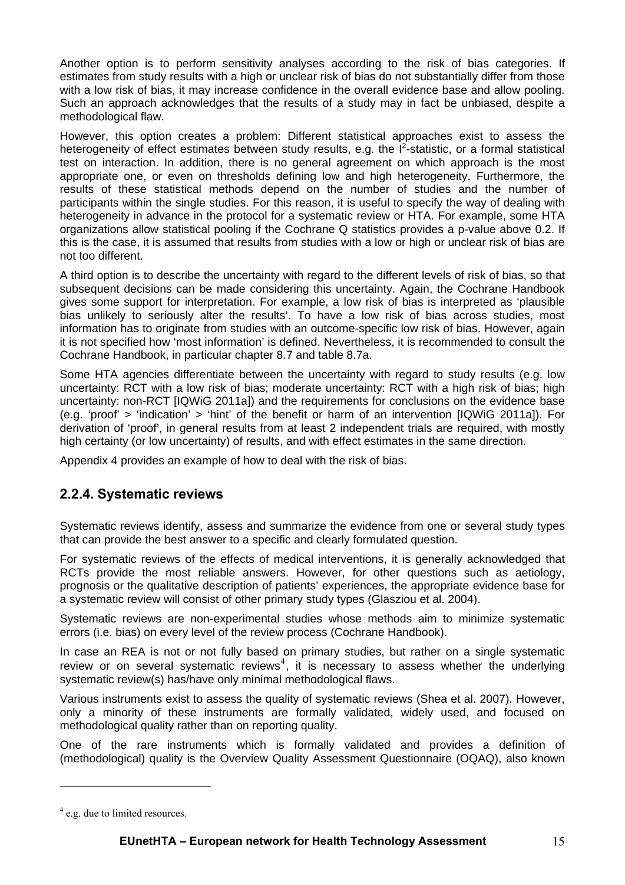Another option is to perform sensitivity analyses according to the risk of bias categories. If estimates from study results with a high or unclear risk of bias do not substantially differ from those with a low risk of bias, it may increase confidence in the overall evidence base and allow pooling. Such an approach acknowledges that the results of a study may in fact be unbiased, despite a methodological flaw.

However, this option creates a problem: Different statistical approaches exist to assess the heterogeneity of effect estimates between study results, e.g. the $I^2$-statistic, or a formal statistical test on interaction. In addition, there is no general agreement on which approach is the most appropriate one, or even on thresholds defining low and high heterogeneity. Furthermore, the results of these statistical methods depend on the number of studies and the number of participants within the single studies. For this reason, it is useful to specify the way of dealing with heterogeneity in advance in the protocol for a systematic review or HTA. For example, some HTA organizations allow statistical pooling if the Cochrane Q statistics provides a p-value above 0.2. If this is the case, it is assumed that results from studies with a low or high or unclear risk of bias are not too different.

A third option is to describe the uncertainty with regard to the different levels of risk of bias, so that subsequent decisions can be made considering this uncertainty. Again, the Cochrane Handbook gives some support for interpretation. For example, a low risk of bias is interpreted as 'plausible bias unlikely to seriously alter the results'. To have a low risk of bias across studies, most information has to originate from studies with an outcome-specific low risk of bias. However, again it is not specified how 'most information' is defined. Nevertheless, it is recommended to consult the Cochrane Handbook, in particular chapter 8.7 and table 8.7a.

Some HTA agencies differentiate between the uncertainty with regard to study results (e.g. low uncertainty: RCT with a low risk of bias; moderate uncertainty: RCT with a high risk of bias; high uncertainty: non-RCT [IQWiG 2011a]) and the requirements for conclusions on the evidence base (e.g. 'proof' > 'indication' > 'hint' of the benefit or harm of an intervention [IQWiG 2011a]). For derivation of 'proof', in general results from at least 2 independent trials are required, with mostly high certainty (or low uncertainty) of results, and with effect estimates in the same direction.

Appendix 4 provides an example of how to deal with the risk of bias.

## 2.2.4. Systematic reviews

Systematic reviews identify, assess and summarize the evidence from one or several study types that can provide the best answer to a specific and clearly formulated question.

For systematic reviews of the effects of medical interventions, it is generally acknowledged that RCTs provide the most reliable answers. However, for other questions such as aetiology, prognosis or the qualitative description of patients' experiences, the appropriate evidence base for a systematic review will consist of other primary study types (Glasziou et al. 2004).

Systematic reviews are non-experimental studies whose methods aim to minimize systematic errors (i.e. bias) on every level of the review process (Cochrane Handbook).

In case an REA is not or not fully based on primary studies, but rather on a single systematic review or on several systematic reviews[4], it is necessary to assess whether the underlying systematic review(s) has/have only minimal methodological flaws.

Various instruments exist to assess the quality of systematic reviews (Shea et al. 2007). However, only a minority of these instruments are formally validated, widely used, and focused on methodological quality rather than on reporting quality.

One of the rare instruments which is formally validated and provides a definition of (methodological) quality is the Overview Quality Assessment Questionnaire (OQAQ), also known

[4] e.g. due to limited resources.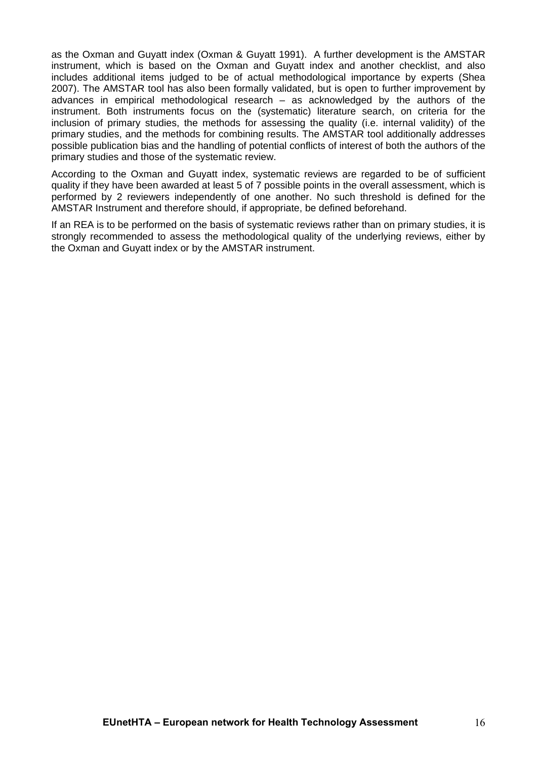as the Oxman and Guyatt index (Oxman & Guyatt 1991). A further development is the AMSTAR instrument, which is based on the Oxman and Guyatt index and another checklist, and also includes additional items judged to be of actual methodological importance by experts (Shea 2007). The AMSTAR tool has also been formally validated, but is open to further improvement by advances in empirical methodological research – as acknowledged by the authors of the instrument. Both instruments focus on the (systematic) literature search, on criteria for the inclusion of primary studies, the methods for assessing the quality (i.e. internal validity) of the primary studies, and the methods for combining results. The AMSTAR tool additionally addresses possible publication bias and the handling of potential conflicts of interest of both the authors of the primary studies and those of the systematic review.

According to the Oxman and Guyatt index, systematic reviews are regarded to be of sufficient quality if they have been awarded at least 5 of 7 possible points in the overall assessment, which is performed by 2 reviewers independently of one another. No such threshold is defined for the AMSTAR Instrument and therefore should, if appropriate, be defined beforehand.

If an REA is to be performed on the basis of systematic reviews rather than on primary studies, it is strongly recommended to assess the methodological quality of the underlying reviews, either by the Oxman and Guyatt index or by the AMSTAR instrument.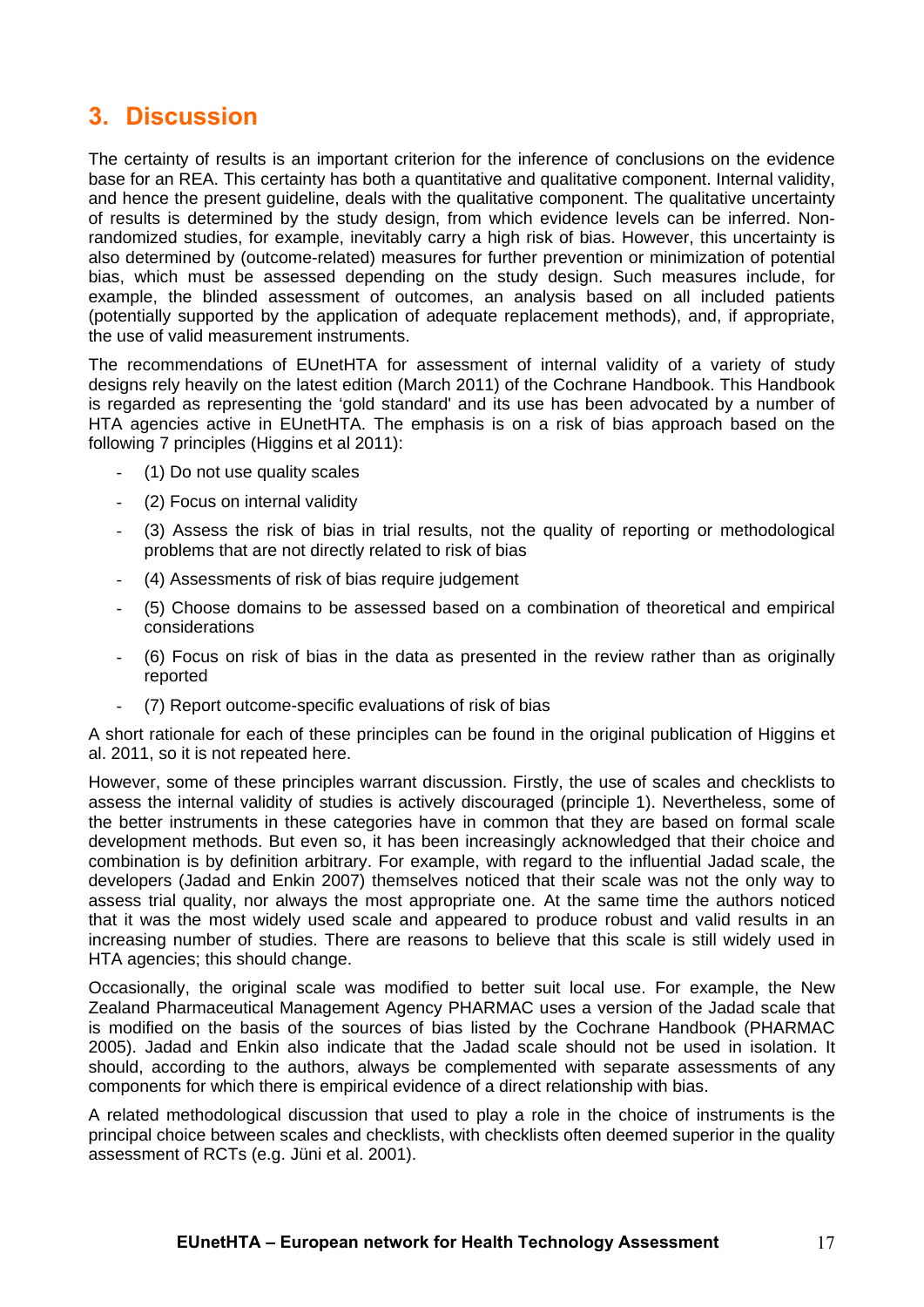# 3. Discussion

The certainty of results is an important criterion for the inference of conclusions on the evidence base for an REA. This certainty has both a quantitative and qualitative component. Internal validity, and hence the present guideline, deals with the qualitative component. The qualitative uncertainty of results is determined by the study design, from which evidence levels can be inferred. Non-randomized studies, for example, inevitably carry a high risk of bias. However, this uncertainty is also determined by (outcome-related) measures for further prevention or minimization of potential bias, which must be assessed depending on the study design. Such measures include, for example, the blinded assessment of outcomes, an analysis based on all included patients (potentially supported by the application of adequate replacement methods), and, if appropriate, the use of valid measurement instruments.

The recommendations of EUnetHTA for assessment of internal validity of a variety of study designs rely heavily on the latest edition (March 2011) of the Cochrane Handbook. This Handbook is regarded as representing the 'gold standard' and its use has been advocated by a number of HTA agencies active in EUnetHTA. The emphasis is on a risk of bias approach based on the following 7 principles (Higgins et al 2011):

- (1) Do not use quality scales
- (2) Focus on internal validity
- (3) Assess the risk of bias in trial results, not the quality of reporting or methodological problems that are not directly related to risk of bias
- (4) Assessments of risk of bias require judgement
- (5) Choose domains to be assessed based on a combination of theoretical and empirical considerations
- (6) Focus on risk of bias in the data as presented in the review rather than as originally reported
- (7) Report outcome-specific evaluations of risk of bias

A short rationale for each of these principles can be found in the original publication of Higgins et al. 2011, so it is not repeated here.

However, some of these principles warrant discussion. Firstly, the use of scales and checklists to assess the internal validity of studies is actively discouraged (principle 1). Nevertheless, some of the better instruments in these categories have in common that they are based on formal scale development methods. But even so, it has been increasingly acknowledged that their choice and combination is by definition arbitrary. For example, with regard to the influential Jadad scale, the developers (Jadad and Enkin 2007) themselves noticed that their scale was not the only way to assess trial quality, nor always the most appropriate one. At the same time the authors noticed that it was the most widely used scale and appeared to produce robust and valid results in an increasing number of studies. There are reasons to believe that this scale is still widely used in HTA agencies; this should change.

Occasionally, the original scale was modified to better suit local use. For example, the New Zealand Pharmaceutical Management Agency PHARMAC uses a version of the Jadad scale that is modified on the basis of the sources of bias listed by the Cochrane Handbook (PHARMAC 2005). Jadad and Enkin also indicate that the Jadad scale should not be used in isolation. It should, according to the authors, always be complemented with separate assessments of any components for which there is empirical evidence of a direct relationship with bias.

A related methodological discussion that used to play a role in the choice of instruments is the principal choice between scales and checklists, with checklists often deemed superior in the quality assessment of RCTs (e.g. Jüni et al. 2001).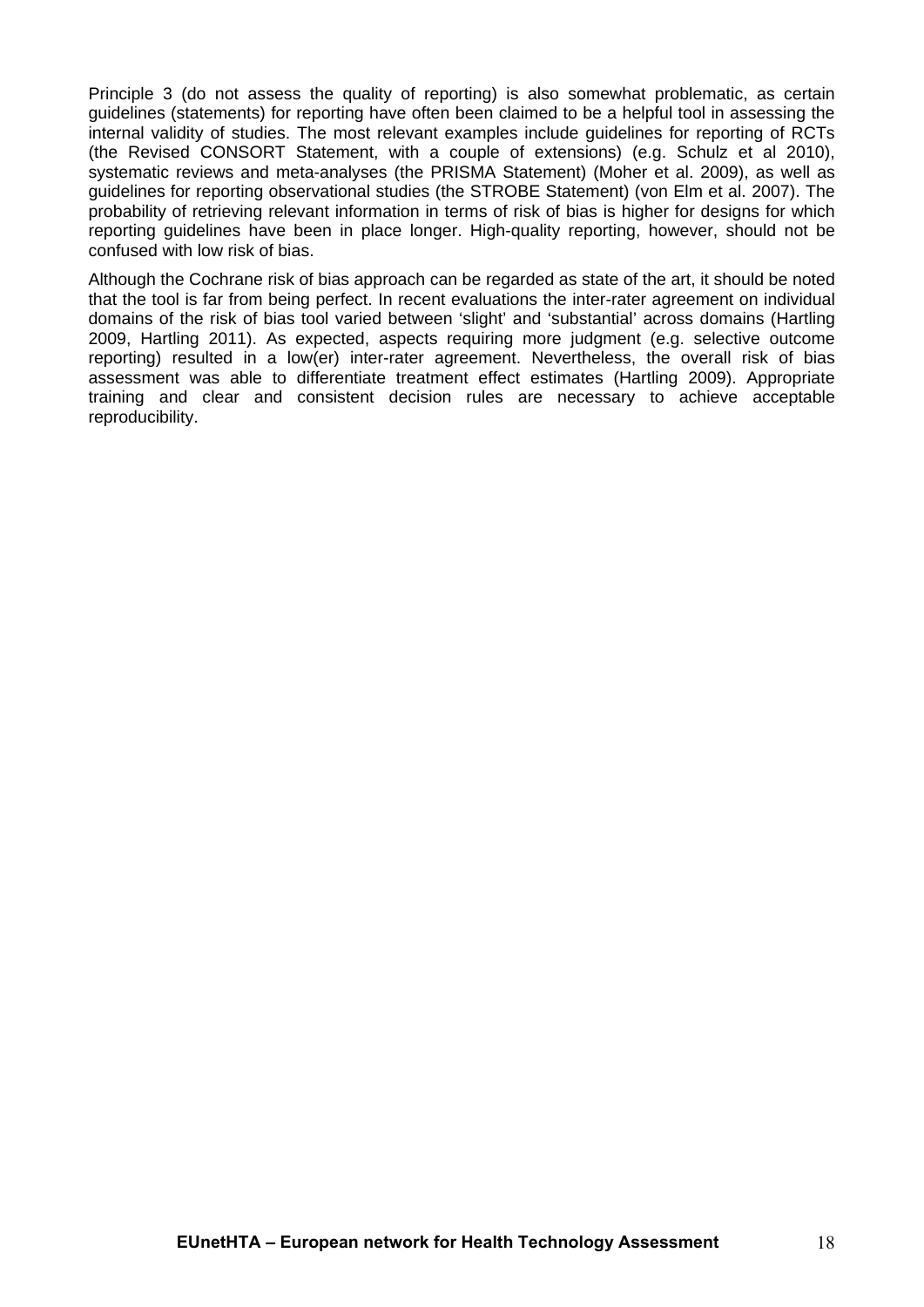Principle 3 (do not assess the quality of reporting) is also somewhat problematic, as certain guidelines (statements) for reporting have often been claimed to be a helpful tool in assessing the internal validity of studies. The most relevant examples include guidelines for reporting of RCTs (the Revised CONSORT Statement, with a couple of extensions) (e.g. Schulz et al 2010), systematic reviews and meta-analyses (the PRISMA Statement) (Moher et al. 2009), as well as guidelines for reporting observational studies (the STROBE Statement) (von Elm et al. 2007). The probability of retrieving relevant information in terms of risk of bias is higher for designs for which reporting guidelines have been in place longer. High-quality reporting, however, should not be confused with low risk of bias.

Although the Cochrane risk of bias approach can be regarded as state of the art, it should be noted that the tool is far from being perfect. In recent evaluations the inter-rater agreement on individual domains of the risk of bias tool varied between 'slight' and 'substantial' across domains (Hartling 2009, Hartling 2011). As expected, aspects requiring more judgment (e.g. selective outcome reporting) resulted in a low(er) inter-rater agreement. Nevertheless, the overall risk of bias assessment was able to differentiate treatment effect estimates (Hartling 2009). Appropriate training and clear and consistent decision rules are necessary to achieve acceptable reproducibility.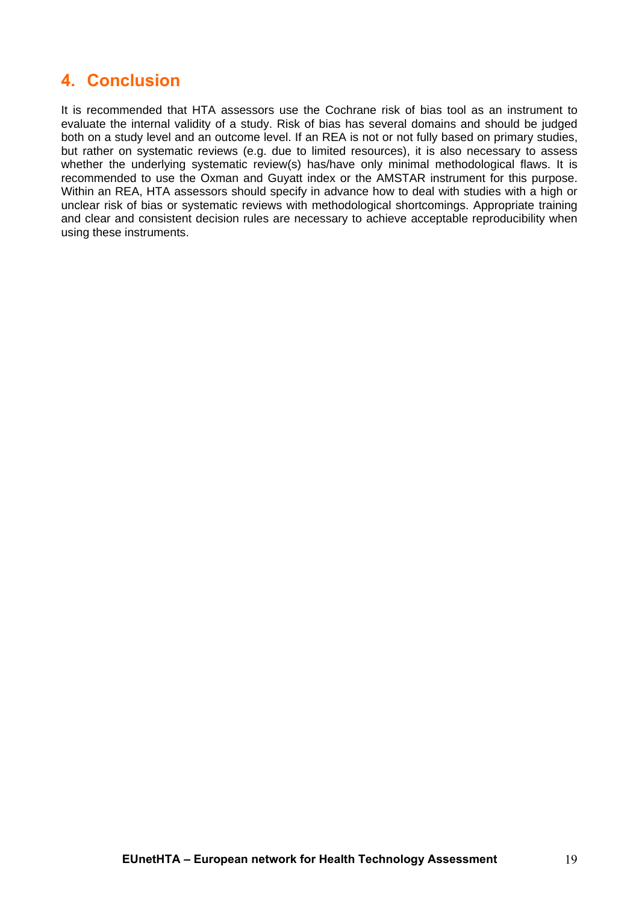# 4. Conclusion

It is recommended that HTA assessors use the Cochrane risk of bias tool as an instrument to evaluate the internal validity of a study. Risk of bias has several domains and should be judged both on a study level and an outcome level. If an REA is not or not fully based on primary studies, but rather on systematic reviews (e.g. due to limited resources), it is also necessary to assess whether the underlying systematic review(s) has/have only minimal methodological flaws. It is recommended to use the Oxman and Guyatt index or the AMSTAR instrument for this purpose. Within an REA, HTA assessors should specify in advance how to deal with studies with a high or unclear risk of bias or systematic reviews with methodological shortcomings. Appropriate training and clear and consistent decision rules are necessary to achieve acceptable reproducibility when using these instruments.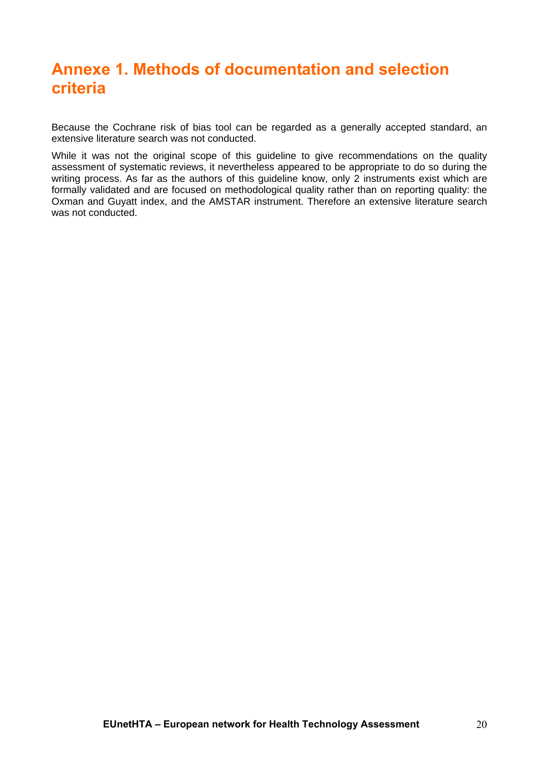# Annexe 1. Methods of documentation and selection criteria

Because the Cochrane risk of bias tool can be regarded as a generally accepted standard, an extensive literature search was not conducted.

While it was not the original scope of this guideline to give recommendations on the quality assessment of systematic reviews, it nevertheless appeared to be appropriate to do so during the writing process. As far as the authors of this guideline know, only 2 instruments exist which are formally validated and are focused on methodological quality rather than on reporting quality: the Oxman and Guyatt index, and the AMSTAR instrument. Therefore an extensive literature search was not conducted.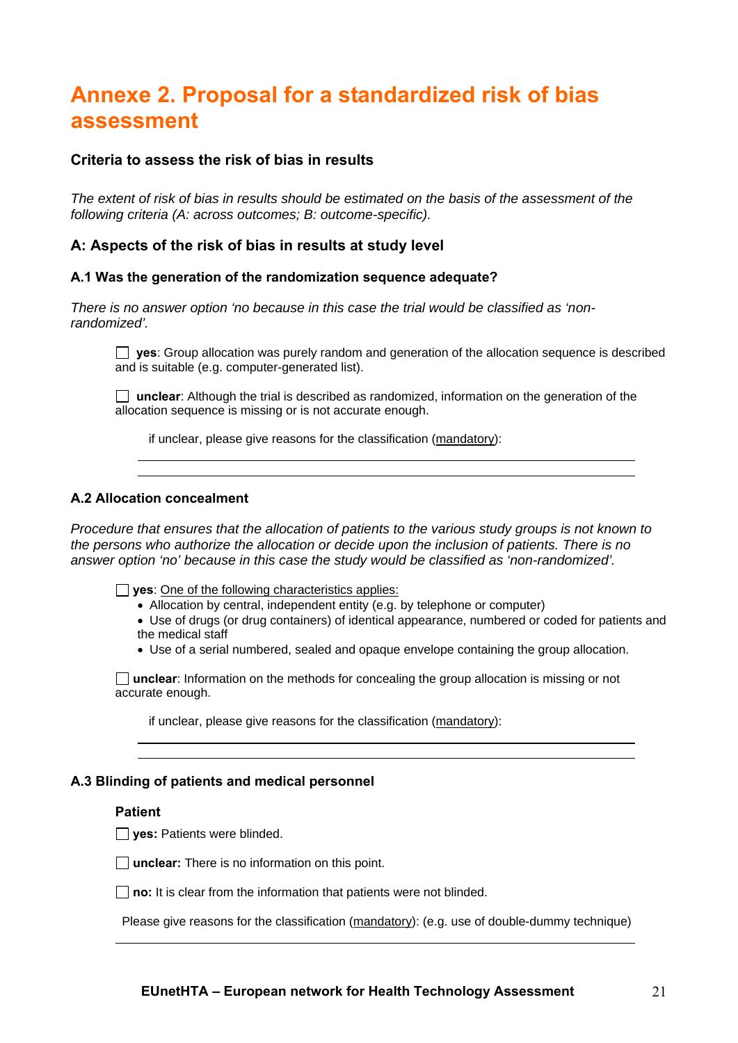# Annexe 2. Proposal for a standardized risk of bias assessment

### Criteria to assess the risk of bias in results

*The extent of risk of bias in results should be estimated on the basis of the assessment of the following criteria (A: across outcomes; B: outcome-specific).*

### A: Aspects of the risk of bias in results at study level

#### A.1 Was the generation of the randomization sequence adequate?

*There is no answer option 'no because in this case the trial would be classified as 'non-randomized'.*

☐ **yes**: Group allocation was purely random and generation of the allocation sequence is described and is suitable (e.g. computer-generated list).

☐ **unclear**: Although the trial is described as randomized, information on the generation of the allocation sequence is missing or is not accurate enough.

if unclear, please give reasons for the classification (mandatory):

_______________________________________________

_______________________________________________

#### A.2 Allocation concealment

*Procedure that ensures that the allocation of patients to the various study groups is not known to the persons who authorize the allocation or decide upon the inclusion of patients. There is no answer option 'no' because in this case the study would be classified as 'non-randomized'.*

☐ **yes**: One of the following characteristics applies:

- Allocation by central, independent entity (e.g. by telephone or computer)
- Use of drugs (or drug containers) of identical appearance, numbered or coded for patients and the medical staff
- Use of a serial numbered, sealed and opaque envelope containing the group allocation.

☐ **unclear**: Information on the methods for concealing the group allocation is missing or not accurate enough.

if unclear, please give reasons for the classification (mandatory):

_______________________________________________

_______________________________________________

#### A.3 Blinding of patients and medical personnel

**Patient**

☐ **yes:** Patients were blinded.

☐ **unclear:** There is no information on this point.

☐ **no:** It is clear from the information that patients were not blinded.

Please give reasons for the classification (mandatory): (e.g. use of double-dummy technique)

_______________________________________________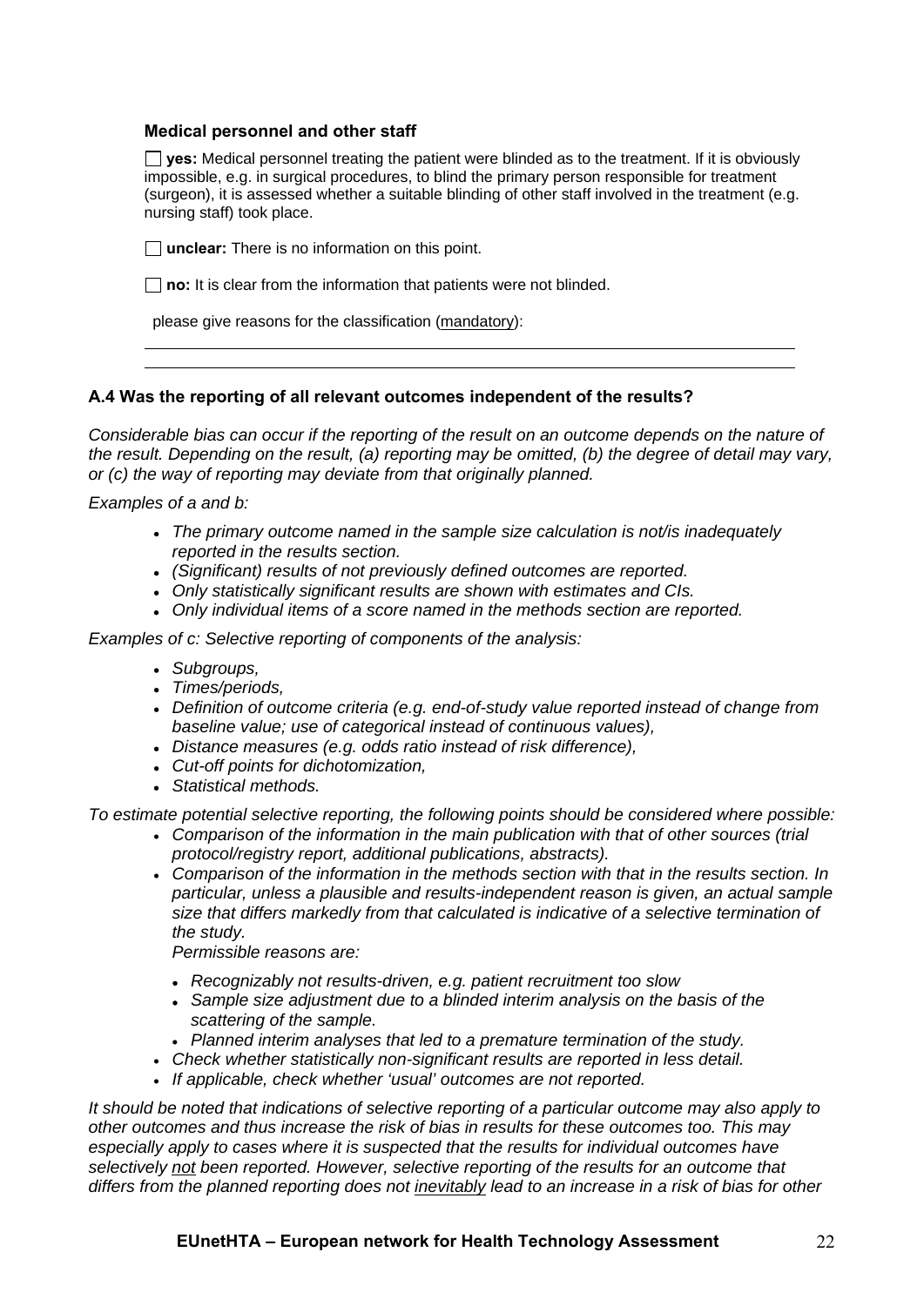**Medical personnel and other staff**

☐ **yes:** Medical personnel treating the patient were blinded as to the treatment. If it is obviously impossible, e.g. in surgical procedures, to blind the primary person responsible for treatment (surgeon), it is assessed whether a suitable blinding of other staff involved in the treatment (e.g. nursing staff) took place.

☐ **unclear:** There is no information on this point.

☐ **no:** It is clear from the information that patients were not blinded.

please give reasons for the classification (mandatory):

\_\_\_\_\_\_\_\_\_\_\_\_\_\_\_\_\_\_\_\_\_\_\_\_\_\_\_\_\_\_\_\_\_\_\_\_\_\_\_\_\_\_\_\_\_\_\_\_\_\_\_\_\_\_\_\_\_\_\_\_\_\_\_\_\_\_\_\_\_\_\_\_

\_\_\_\_\_\_\_\_\_\_\_\_\_\_\_\_\_\_\_\_\_\_\_\_\_\_\_\_\_\_\_\_\_\_\_\_\_\_\_\_\_\_\_\_\_\_\_\_\_\_\_\_\_\_\_\_\_\_\_\_\_\_\_\_\_\_\_\_\_\_\_\_

**A.4 Was the reporting of all relevant outcomes independent of the results?**

*Considerable bias can occur if the reporting of the result on an outcome depends on the nature of the result. Depending on the result, (a) reporting may be omitted, (b) the degree of detail may vary, or (c) the way of reporting may deviate from that originally planned.*

*Examples of a and b:*

- *The primary outcome named in the sample size calculation is not/is inadequately reported in the results section.*
- *(Significant) results of not previously defined outcomes are reported.*
- *Only statistically significant results are shown with estimates and CIs.*
- *Only individual items of a score named in the methods section are reported.*

*Examples of c: Selective reporting of components of the analysis:*

- *Subgroups,*
- *Times/periods,*
- *Definition of outcome criteria (e.g. end-of-study value reported instead of change from baseline value; use of categorical instead of continuous values),*
- *Distance measures (e.g. odds ratio instead of risk difference),*
- *Cut-off points for dichotomization,*
- *Statistical methods.*

*To estimate potential selective reporting, the following points should be considered where possible:*

- *Comparison of the information in the main publication with that of other sources (trial protocol/registry report, additional publications, abstracts).*
- *Comparison of the information in the methods section with that in the results section. In particular, unless a plausible and results-independent reason is given, an actual sample size that differs markedly from that calculated is indicative of a selective termination of the study.*

  *Permissible reasons are:*

  - *Recognizably not results-driven, e.g. patient recruitment too slow*
  - *Sample size adjustment due to a blinded interim analysis on the basis of the scattering of the sample.*
  - *Planned interim analyses that led to a premature termination of the study.*
- *Check whether statistically non-significant results are reported in less detail.*
- *If applicable, check whether 'usual' outcomes are not reported.*

*It should be noted that indications of selective reporting of a particular outcome may also apply to other outcomes and thus increase the risk of bias in results for these outcomes too. This may especially apply to cases where it is suspected that the results for individual outcomes have selectively not been reported. However, selective reporting of the results for an outcome that differs from the planned reporting does not inevitably lead to an increase in a risk of bias for other*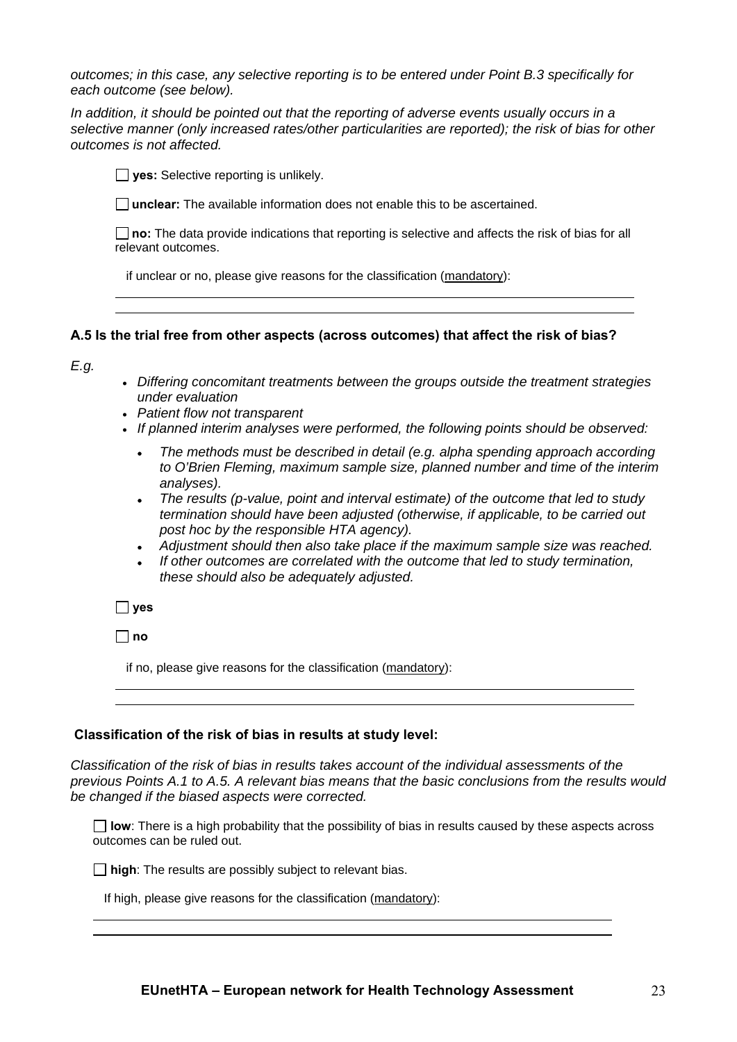*outcomes; in this case, any selective reporting is to be entered under Point B.3 specifically for each outcome (see below).*

*In addition, it should be pointed out that the reporting of adverse events usually occurs in a selective manner (only increased rates/other particularities are reported); the risk of bias for other outcomes is not affected.*

☐ **yes:** Selective reporting is unlikely.

☐ **unclear:** The available information does not enable this to be ascertained.

☐ **no:** The data provide indications that reporting is selective and affects the risk of bias for all relevant outcomes.

if unclear or no, please give reasons for the classification (mandatory):

---

---

### A.5 Is the trial free from other aspects (across outcomes) that affect the risk of bias?

*E.g.*

- *Differing concomitant treatments between the groups outside the treatment strategies under evaluation*
- *Patient flow not transparent*
- *If planned interim analyses were performed, the following points should be observed:*
  - *The methods must be described in detail (e.g. alpha spending approach according to O'Brien Fleming, maximum sample size, planned number and time of the interim analyses).*
  - *The results (p-value, point and interval estimate) of the outcome that led to study termination should have been adjusted (otherwise, if applicable, to be carried out post hoc by the responsible HTA agency).*
  - *Adjustment should then also take place if the maximum sample size was reached.*
  - *If other outcomes are correlated with the outcome that led to study termination, these should also be adequately adjusted.*

☐ **yes**

☐ **no**

if no, please give reasons for the classification (mandatory):

---

---

### Classification of the risk of bias in results at study level:

*Classification of the risk of bias in results takes account of the individual assessments of the previous Points A.1 to A.5. A relevant bias means that the basic conclusions from the results would be changed if the biased aspects were corrected.*

☐ **low**: There is a high probability that the possibility of bias in results caused by these aspects across outcomes can be ruled out.

☐ **high**: The results are possibly subject to relevant bias.

If high, please give reasons for the classification (mandatory):

---

---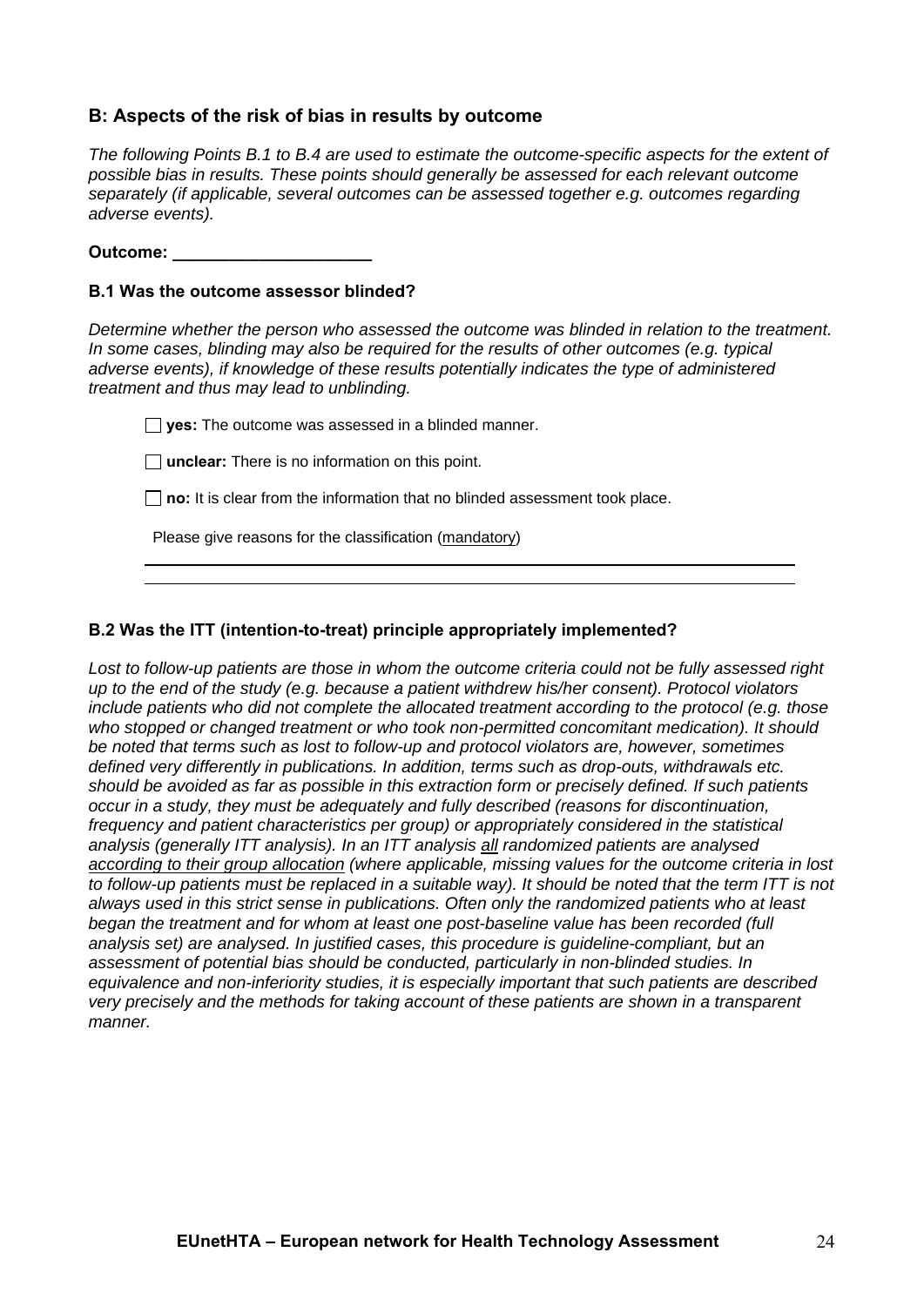## B: Aspects of the risk of bias in results by outcome

*The following Points B.1 to B.4 are used to estimate the outcome-specific aspects for the extent of possible bias in results. These points should generally be assessed for each relevant outcome separately (if applicable, several outcomes can be assessed together e.g. outcomes regarding adverse events).*

**Outcome: ____________________**

### B.1 Was the outcome assessor blinded?

*Determine whether the person who assessed the outcome was blinded in relation to the treatment. In some cases, blinding may also be required for the results of other outcomes (e.g. typical adverse events), if knowledge of these results potentially indicates the type of administered treatment and thus may lead to unblinding.*

☐ **yes:** The outcome was assessed in a blinded manner.

☐ **unclear:** There is no information on this point.

☐ **no:** It is clear from the information that no blinded assessment took place.

Please give reasons for the classification (<u>mandatory</u>)

______________________________________________________________________

______________________________________________________________________

### B.2 Was the ITT (intention-to-treat) principle appropriately implemented?

*Lost to follow-up patients are those in whom the outcome criteria could not be fully assessed right up to the end of the study (e.g. because a patient withdrew his/her consent). Protocol violators include patients who did not complete the allocated treatment according to the protocol (e.g. those who stopped or changed treatment or who took non-permitted concomitant medication). It should be noted that terms such as lost to follow-up and protocol violators are, however, sometimes defined very differently in publications. In addition, terms such as drop-outs, withdrawals etc. should be avoided as far as possible in this extraction form or precisely defined. If such patients occur in a study, they must be adequately and fully described (reasons for discontinuation, frequency and patient characteristics per group) or appropriately considered in the statistical analysis (generally ITT analysis). In an ITT analysis <u>all</u> randomized patients are analysed <u>according to their group allocation</u> (where applicable, missing values for the outcome criteria in lost to follow-up patients must be replaced in a suitable way). It should be noted that the term ITT is not always used in this strict sense in publications. Often only the randomized patients who at least began the treatment and for whom at least one post-baseline value has been recorded (full analysis set) are analysed. In justified cases, this procedure is guideline-compliant, but an assessment of potential bias should be conducted, particularly in non-blinded studies. In equivalence and non-inferiority studies, it is especially important that such patients are described very precisely and the methods for taking account of these patients are shown in a transparent manner.*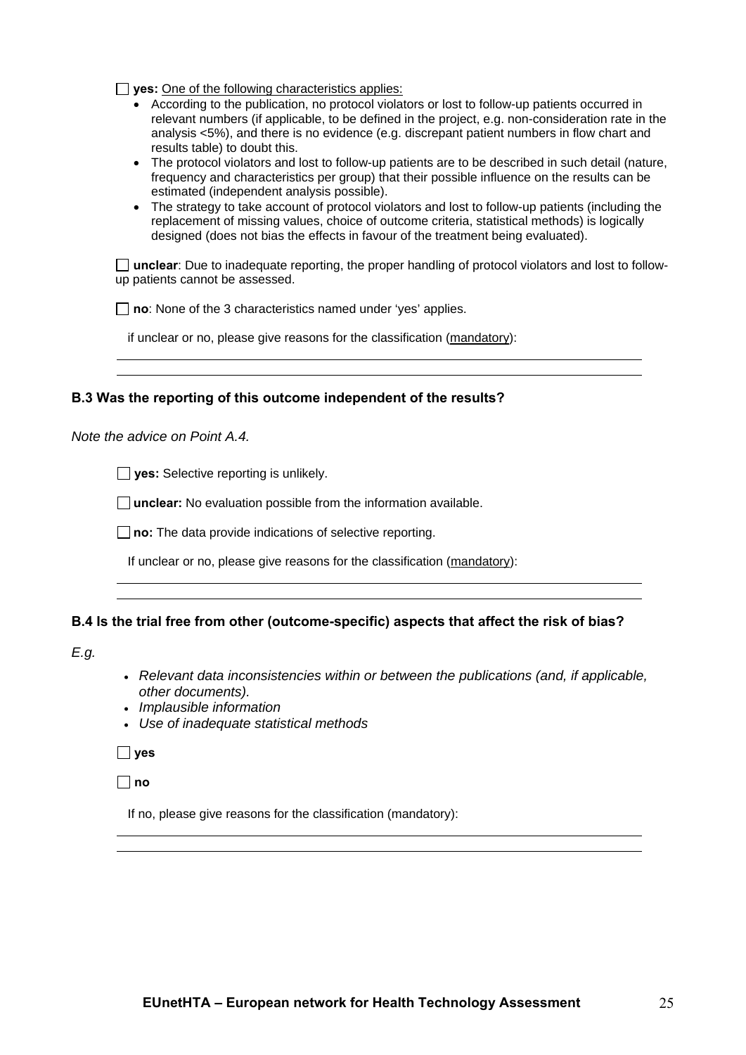☐ **yes:** <u>One of the following characteristics applies:</u>

- According to the publication, no protocol violators or lost to follow-up patients occurred in relevant numbers (if applicable, to be defined in the project, e.g. non-consideration rate in the analysis <5%), and there is no evidence (e.g. discrepant patient numbers in flow chart and results table) to doubt this.
- The protocol violators and lost to follow-up patients are to be described in such detail (nature, frequency and characteristics per group) that their possible influence on the results can be estimated (independent analysis possible).
- The strategy to take account of protocol violators and lost to follow-up patients (including the replacement of missing values, choice of outcome criteria, statistical methods) is logically designed (does not bias the effects in favour of the treatment being evaluated).

☐ **unclear**: Due to inadequate reporting, the proper handling of protocol violators and lost to follow-up patients cannot be assessed.

☐ **no**: None of the 3 characteristics named under 'yes' applies.

if unclear or no, please give reasons for the classification (<u>mandatory</u>):

---

---

### B.3 Was the reporting of this outcome independent of the results?

*Note the advice on Point A.4.*

☐ **yes:** Selective reporting is unlikely.

☐ **unclear:** No evaluation possible from the information available.

☐ **no:** The data provide indications of selective reporting.

If unclear or no, please give reasons for the classification (<u>mandatory</u>):

---

---

### B.4 Is the trial free from other (outcome-specific) aspects that affect the risk of bias?

*E.g.*

- *Relevant data inconsistencies within or between the publications (and, if applicable, other documents).*
- *Implausible information*
- *Use of inadequate statistical methods*

☐ **yes**

☐ **no**

If no, please give reasons for the classification (mandatory):

---

---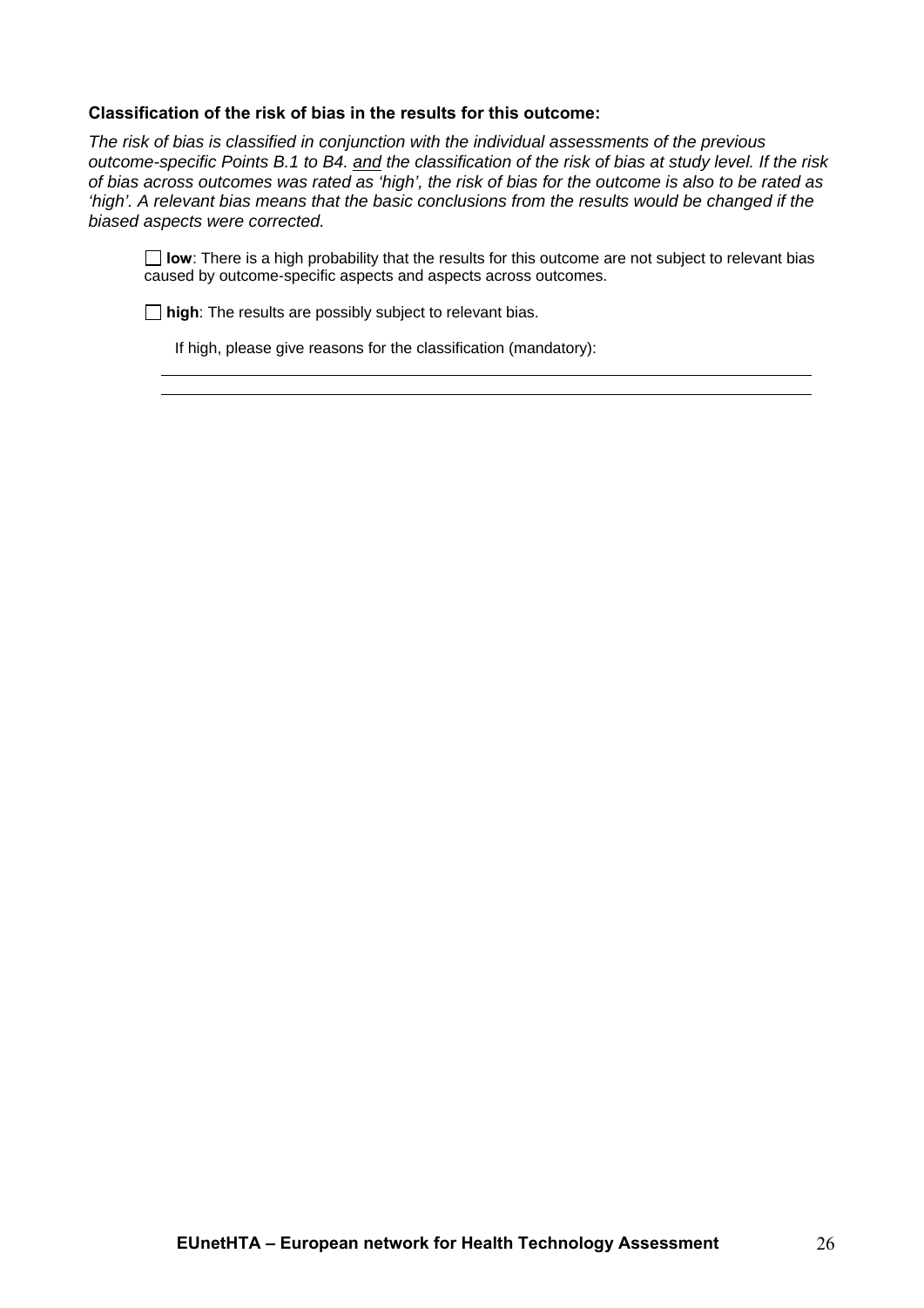**Classification of the risk of bias in the results for this outcome:**

*The risk of bias is classified in conjunction with the individual assessments of the previous outcome-specific Points B.1 to B4. <u>and</u> the classification of the risk of bias at study level. If the risk of bias across outcomes was rated as 'high', the risk of bias for the outcome is also to be rated as 'high'. A relevant bias means that the basic conclusions from the results would be changed if the biased aspects were corrected.*

☐ **low**: There is a high probability that the results for this outcome are not subject to relevant bias caused by outcome-specific aspects and aspects across outcomes.

☐ **high**: The results are possibly subject to relevant bias.

If high, please give reasons for the classification (mandatory):

\_\_\_\_\_\_\_\_\_\_\_\_\_\_\_\_\_\_\_\_\_\_\_\_\_\_\_\_\_\_\_\_\_\_\_\_\_\_\_\_\_\_\_\_\_\_\_\_\_\_\_\_\_\_\_\_\_\_\_\_\_\_\_\_\_\_\_\_\_\_

\_\_\_\_\_\_\_\_\_\_\_\_\_\_\_\_\_\_\_\_\_\_\_\_\_\_\_\_\_\_\_\_\_\_\_\_\_\_\_\_\_\_\_\_\_\_\_\_\_\_\_\_\_\_\_\_\_\_\_\_\_\_\_\_\_\_\_\_\_\_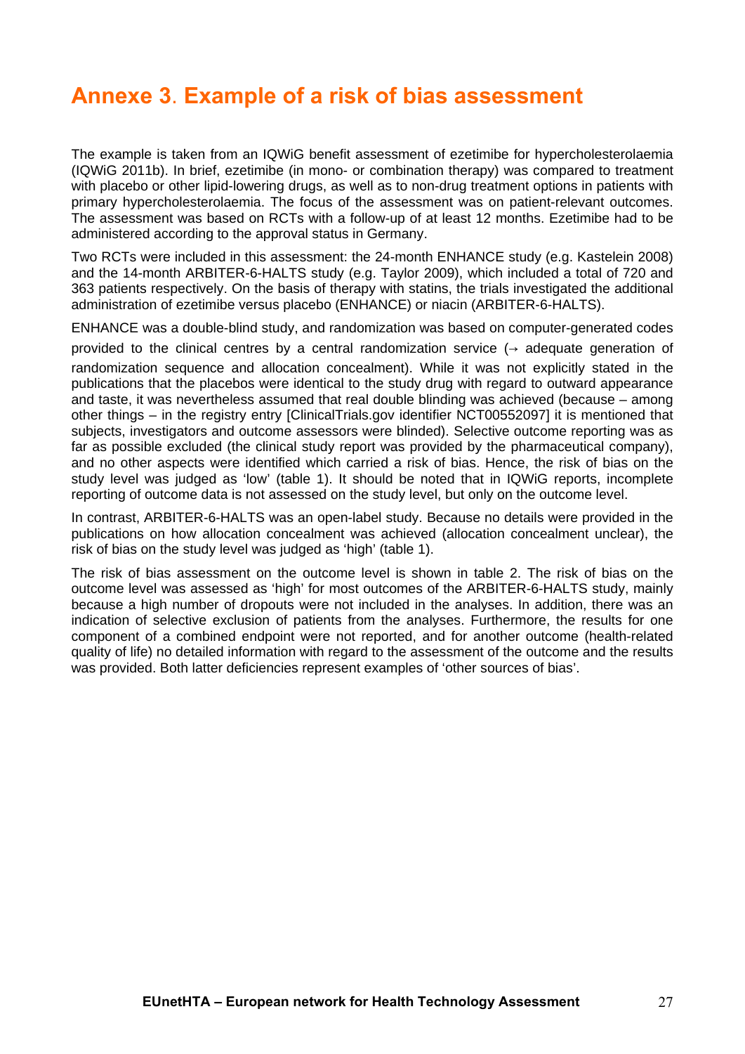# Annexe 3. Example of a risk of bias assessment

The example is taken from an IQWiG benefit assessment of ezetimibe for hypercholesterolaemia (IQWiG 2011b). In brief, ezetimibe (in mono- or combination therapy) was compared to treatment with placebo or other lipid-lowering drugs, as well as to non-drug treatment options in patients with primary hypercholesterolaemia. The focus of the assessment was on patient-relevant outcomes. The assessment was based on RCTs with a follow-up of at least 12 months. Ezetimibe had to be administered according to the approval status in Germany.

Two RCTs were included in this assessment: the 24-month ENHANCE study (e.g. Kastelein 2008) and the 14-month ARBITER-6-HALTS study (e.g. Taylor 2009), which included a total of 720 and 363 patients respectively. On the basis of therapy with statins, the trials investigated the additional administration of ezetimibe versus placebo (ENHANCE) or niacin (ARBITER-6-HALTS).

ENHANCE was a double-blind study, and randomization was based on computer-generated codes provided to the clinical centres by a central randomization service (→ adequate generation of randomization sequence and allocation concealment). While it was not explicitly stated in the publications that the placebos were identical to the study drug with regard to outward appearance and taste, it was nevertheless assumed that real double blinding was achieved (because – among other things – in the registry entry [ClinicalTrials.gov identifier NCT00552097] it is mentioned that subjects, investigators and outcome assessors were blinded). Selective outcome reporting was as far as possible excluded (the clinical study report was provided by the pharmaceutical company), and no other aspects were identified which carried a risk of bias. Hence, the risk of bias on the study level was judged as 'low' (table 1). It should be noted that in IQWiG reports, incomplete reporting of outcome data is not assessed on the study level, but only on the outcome level.

In contrast, ARBITER-6-HALTS was an open-label study. Because no details were provided in the publications on how allocation concealment was achieved (allocation concealment unclear), the risk of bias on the study level was judged as 'high' (table 1).

The risk of bias assessment on the outcome level is shown in table 2. The risk of bias on the outcome level was assessed as 'high' for most outcomes of the ARBITER-6-HALTS study, mainly because a high number of dropouts were not included in the analyses. In addition, there was an indication of selective exclusion of patients from the analyses. Furthermore, the results for one component of a combined endpoint were not reported, and for another outcome (health-related quality of life) no detailed information with regard to the assessment of the outcome and the results was provided. Both latter deficiencies represent examples of 'other sources of bias'.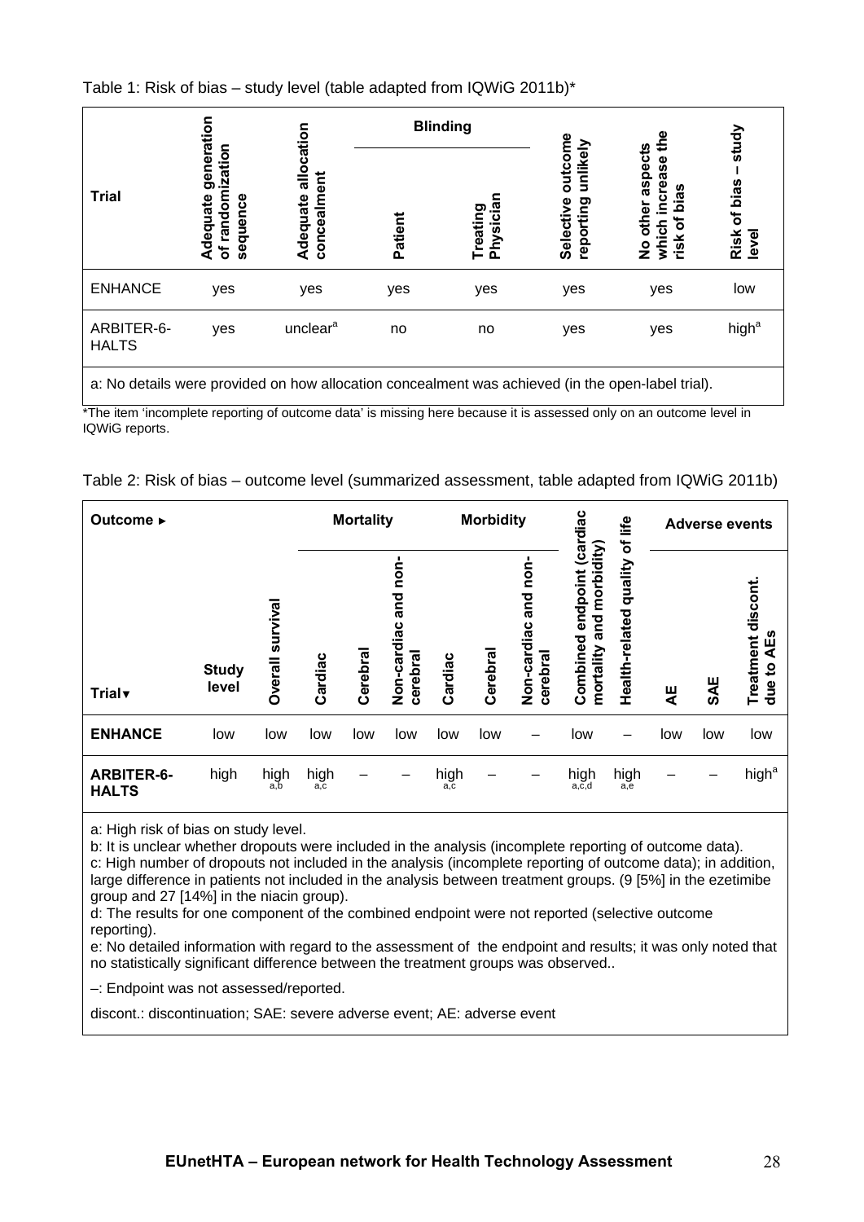Table 1: Risk of bias – study level (table adapted from IQWiG 2011b)*

| Trial | Adequate generation of randomization sequence | Adequate allocation concealment | Blinding | | Selective outcome reporting unlikely | No other aspects which increase the risk of bias | Risk of bias – study level |
|---|---|---|---|---|---|---|---|
| | | | Patient | Treating Physician | | | |
| ENHANCE | yes | yes | yes | yes | yes | yes | low |
| ARBITER-6-HALTS | yes | unclear[a] | no | no | yes | yes | high[a] |

a: No details were provided on how allocation concealment was achieved (in the open-label trial).

*The item 'incomplete reporting of outcome data' is missing here because it is assessed only on an outcome level in IQWiG reports.

Table 2: Risk of bias – outcome level (summarized assessment, table adapted from IQWiG 2011b)

| Outcome ► | | | Mortality | | | Morbidity | | | | | Adverse events | | |
|---|---|---|---|---|---|---|---|---|---|---|---|---|---|
| Trial ▼ | Study level | Overall survival | Cardiac | Cerebral | Non-cardiac and non-cerebral | Cardiac | Cerebral | Non-cardiac and non-cerebral | Combined endpoint (cardiac mortality and morbidity) | Health-related quality of life | AE | SAE | Treatment discont. due to AEs |
| **ENHANCE** | low | low | low | low | low | low | low | – | low | – | low | low | low |
| **ARBITER-6-HALTS** | high | high[a,b] | high[a,c] | – | – | high[a,c] | – | – | high[a,c,d] | high[a,e] | – | – | high[a] |

a: High risk of bias on study level.
b: It is unclear whether dropouts were included in the analysis (incomplete reporting of outcome data).
c: High number of dropouts not included in the analysis (incomplete reporting of outcome data); in addition, large difference in patients not included in the analysis between treatment groups. (9 [5%] in the ezetimibe group and 27 [14%] in the niacin group).
d: The results for one component of the combined endpoint were not reported (selective outcome reporting).
e: No detailed information with regard to the assessment of the endpoint and results; it was only noted that no statistically significant difference between the treatment groups was observed..

–: Endpoint was not assessed/reported.

discont.: discontinuation; SAE: severe adverse event; AE: adverse event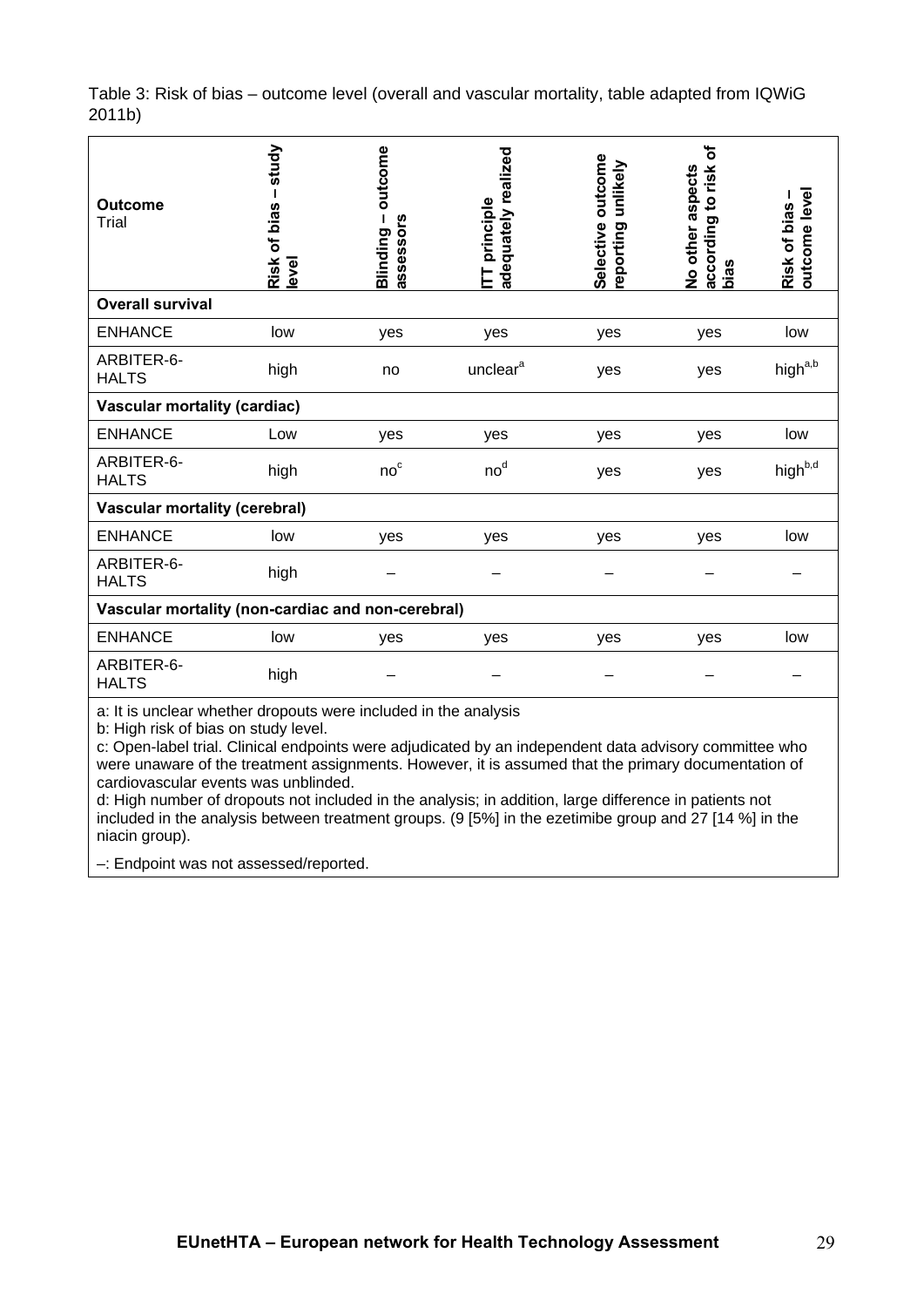Table 3: Risk of bias – outcome level (overall and vascular mortality, table adapted from IQWiG 2011b)

| **Outcome** Trial | **Risk of bias – study level** | **Blinding – outcome assessors** | **ITT principle adequately realized** | **Selective outcome reporting unlikely** | **No other aspects according to risk of bias** | **Risk of bias – outcome level** |
|---|---|---|---|---|---|---|
| **Overall survival** | | | | | | |
| ENHANCE | low | yes | yes | yes | yes | low |
| ARBITER-6-HALTS | high | no | unclear[a] | yes | yes | high[a,b] |
| **Vascular mortality (cardiac)** | | | | | | |
| ENHANCE | Low | yes | yes | yes | yes | low |
| ARBITER-6-HALTS | high | no[c] | no[d] | yes | yes | high[b,d] |
| **Vascular mortality (cerebral)** | | | | | | |
| ENHANCE | low | yes | yes | yes | yes | low |
| ARBITER-6-HALTS | high | – | – | – | – | – |
| **Vascular mortality (non-cardiac and non-cerebral)** | | | | | | |
| ENHANCE | low | yes | yes | yes | yes | low |
| ARBITER-6-HALTS | high | – | – | – | – | – |

a: It is unclear whether dropouts were included in the analysis
b: High risk of bias on study level.
c: Open-label trial. Clinical endpoints were adjudicated by an independent data advisory committee who were unaware of the treatment assignments. However, it is assumed that the primary documentation of cardiovascular events was unblinded.
d: High number of dropouts not included in the analysis; in addition, large difference in patients not included in the analysis between treatment groups. (9 [5%] in the ezetimibe group and 27 [14 %] in the niacin group).

–: Endpoint was not assessed/reported.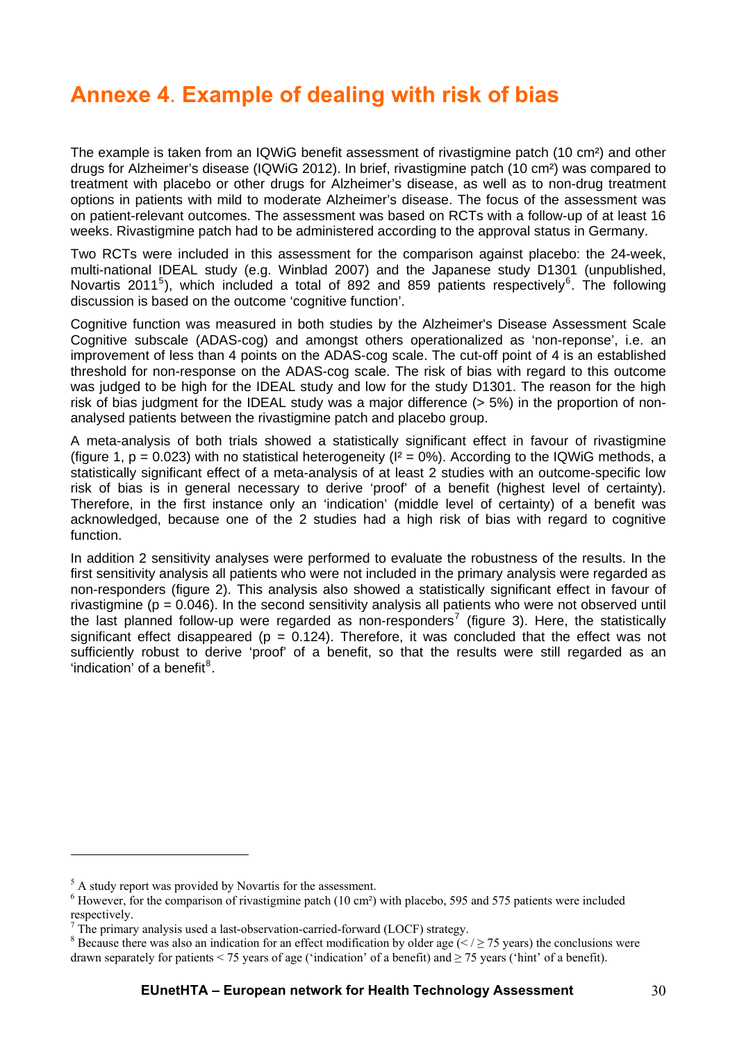# Annexe 4. Example of dealing with risk of bias

The example is taken from an IQWiG benefit assessment of rivastigmine patch (10 cm²) and other drugs for Alzheimer's disease (IQWiG 2012). In brief, rivastigmine patch (10 cm²) was compared to treatment with placebo or other drugs for Alzheimer's disease, as well as to non-drug treatment options in patients with mild to moderate Alzheimer's disease. The focus of the assessment was on patient-relevant outcomes. The assessment was based on RCTs with a follow-up of at least 16 weeks. Rivastigmine patch had to be administered according to the approval status in Germany.

Two RCTs were included in this assessment for the comparison against placebo: the 24-week, multi-national IDEAL study (e.g. Winblad 2007) and the Japanese study D1301 (unpublished, Novartis 2011[5]), which included a total of 892 and 859 patients respectively[6]. The following discussion is based on the outcome 'cognitive function'.

Cognitive function was measured in both studies by the Alzheimer's Disease Assessment Scale Cognitive subscale (ADAS-cog) and amongst others operationalized as 'non-reponse', i.e. an improvement of less than 4 points on the ADAS-cog scale. The cut-off point of 4 is an established threshold for non-response on the ADAS-cog scale. The risk of bias with regard to this outcome was judged to be high for the IDEAL study and low for the study D1301. The reason for the high risk of bias judgment for the IDEAL study was a major difference (> 5%) in the proportion of non-analysed patients between the rivastigmine patch and placebo group.

A meta-analysis of both trials showed a statistically significant effect in favour of rivastigmine (figure 1, $p = 0.023$) with no statistical heterogeneity ($I^2 = 0\%$). According to the IQWiG methods, a statistically significant effect of a meta-analysis of at least 2 studies with an outcome-specific low risk of bias is in general necessary to derive 'proof' of a benefit (highest level of certainty). Therefore, in the first instance only an 'indication' (middle level of certainty) of a benefit was acknowledged, because one of the 2 studies had a high risk of bias with regard to cognitive function.

In addition 2 sensitivity analyses were performed to evaluate the robustness of the results. In the first sensitivity analysis all patients who were not included in the primary analysis were regarded as non-responders (figure 2). This analysis also showed a statistically significant effect in favour of rivastigmine ($p = 0.046$). In the second sensitivity analysis all patients who were not observed until the last planned follow-up were regarded as non-responders[7] (figure 3). Here, the statistically significant effect disappeared ($p = 0.124$). Therefore, it was concluded that the effect was not sufficiently robust to derive 'proof' of a benefit, so that the results were still regarded as an 'indication' of a benefit[8].

---

[5] A study report was provided by Novartis for the assessment.

[6] However, for the comparison of rivastigmine patch (10 cm²) with placebo, 595 and 575 patients were included respectively.

[7] The primary analysis used a last-observation-carried-forward (LOCF) strategy.

[8] Because there was also an indication for an effect modification by older age (< / ≥ 75 years) the conclusions were drawn separately for patients < 75 years of age ('indication' of a benefit) and ≥ 75 years ('hint' of a benefit).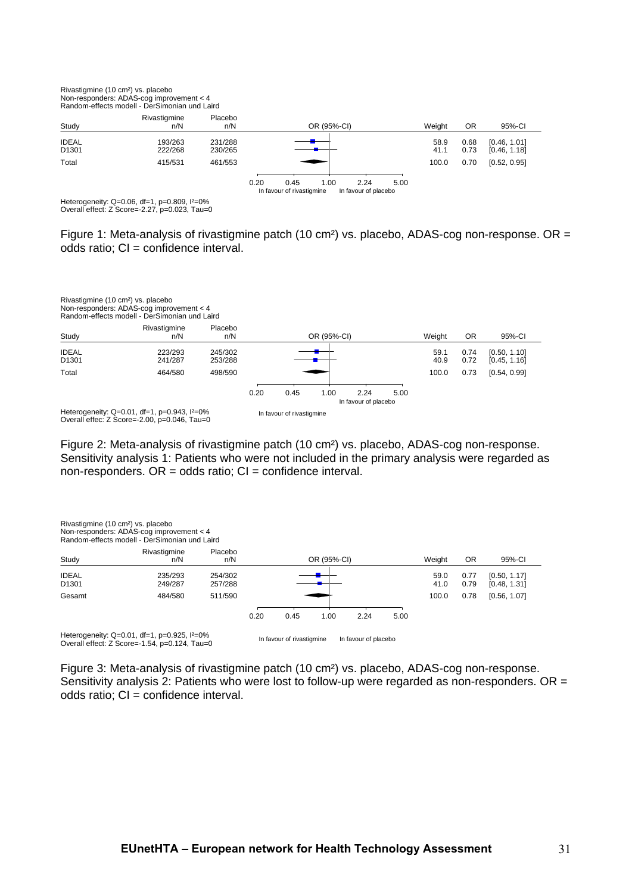Rivastigmine (10 cm²) vs. placebo
Non-responders: ADAS-cog improvement < 4
Random-effects modell - DerSimonian und Laird

| Study | Rivastigmine n/N | Placebo n/N | Weight | OR | 95%-CI |
|---|---|---|---|---|---|
| IDEAL | 193/263 | 231/288 | 58.9 | 0.68 | [0.46, 1.01] |
| D1301 | 222/268 | 230/265 | 41.1 | 0.73 | [0.46, 1.18] |
| Total | 415/531 | 461/553 | 100.0 | 0.70 | [0.52, 0.95] |

OR (95%-CI) axis: 0.20, 0.45, 1.00, 2.24, 5.00 — In favour of rivastigmine / In favour of placebo

Heterogeneity: Q=0.06, df=1, p=0.809, I²=0%
Overall effect: Z Score=-2.27, p=0.023, Tau=0

Figure 1: Meta-analysis of rivastigmine patch (10 cm²) vs. placebo, ADAS-cog non-response. OR = odds ratio; CI = confidence interval.

Rivastigmine (10 cm²) vs. placebo
Non-responders: ADAS-cog improvement < 4
Random-effects modell - DerSimonian und Laird

| Study | Rivastigmine n/N | Placebo n/N | Weight | OR | 95%-CI |
|---|---|---|---|---|---|
| IDEAL | 223/293 | 245/302 | 59.1 | 0.74 | [0.50, 1.10] |
| D1301 | 241/287 | 253/288 | 40.9 | 0.72 | [0.45, 1.16] |
| Total | 464/580 | 498/590 | 100.0 | 0.73 | [0.54, 0.99] |

OR (95%-CI) axis: 0.20, 0.45, 1.00, 2.24, 5.00 — In favour of rivastigmine / In favour of placebo

Heterogeneity: Q=0.01, df=1, p=0.943, I²=0%
Overall effec: Z Score=-2.00, p=0.046, Tau=0

Figure 2: Meta-analysis of rivastigmine patch (10 cm²) vs. placebo, ADAS-cog non-response. Sensitivity analysis 1: Patients who were not included in the primary analysis were regarded as non-responders. OR = odds ratio; CI = confidence interval.

Rivastigmine (10 cm²) vs. placebo
Non-responders: ADAS-cog improvement < 4
Random-effects modell - DerSimonian und Laird

| Study | Rivastigmine n/N | Placebo n/N | Weight | OR | 95%-CI |
|---|---|---|---|---|---|
| IDEAL | 235/293 | 254/302 | 59.0 | 0.77 | [0.50, 1.17] |
| D1301 | 249/287 | 257/288 | 41.0 | 0.79 | [0.48, 1.31] |
| Gesamt | 484/580 | 511/590 | 100.0 | 0.78 | [0.56, 1.07] |

OR (95%-CI) axis: 0.20, 0.45, 1.00, 2.24, 5.00 — In favour of rivastigmine / In favour of placebo

Heterogeneity: Q=0.01, df=1, p=0.925, I²=0%
Overall effect: Z Score=-1.54, p=0.124, Tau=0

Figure 3: Meta-analysis of rivastigmine patch (10 cm²) vs. placebo, ADAS-cog non-response. Sensitivity analysis 2: Patients who were lost to follow-up were regarded as non-responders. OR = odds ratio; CI = confidence interval.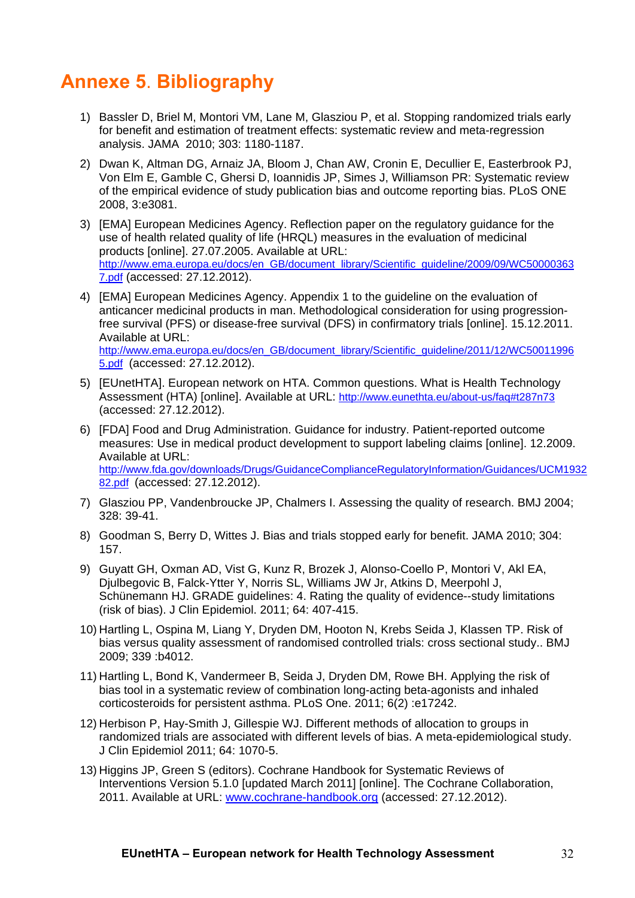# Annexe 5. Bibliography

1) Bassler D, Briel M, Montori VM, Lane M, Glasziou P, et al. Stopping randomized trials early for benefit and estimation of treatment effects: systematic review and meta-regression analysis. JAMA 2010; 303: 1180-1187.

2) Dwan K, Altman DG, Arnaiz JA, Bloom J, Chan AW, Cronin E, Decullier E, Easterbrook PJ, Von Elm E, Gamble C, Ghersi D, Ioannidis JP, Simes J, Williamson PR: Systematic review of the empirical evidence of study publication bias and outcome reporting bias. PLoS ONE 2008, 3:e3081.

3) [EMA] European Medicines Agency. Reflection paper on the regulatory guidance for the use of health related quality of life (HRQL) measures in the evaluation of medicinal products [online]. 27.07.2005. Available at URL: http://www.ema.europa.eu/docs/en_GB/document_library/Scientific_guideline/2009/09/WC500003637.pdf (accessed: 27.12.2012).

4) [EMA] European Medicines Agency. Appendix 1 to the guideline on the evaluation of anticancer medicinal products in man. Methodological consideration for using progression-free survival (PFS) or disease-free survival (DFS) in confirmatory trials [online]. 15.12.2011. Available at URL: http://www.ema.europa.eu/docs/en_GB/document_library/Scientific_guideline/2011/12/WC500119965.pdf (accessed: 27.12.2012).

5) [EUnetHTA]. European network on HTA. Common questions. What is Health Technology Assessment (HTA) [online]. Available at URL: http://www.eunethta.eu/about-us/faq#t287n73 (accessed: 27.12.2012).

6) [FDA] Food and Drug Administration. Guidance for industry. Patient-reported outcome measures: Use in medical product development to support labeling claims [online]. 12.2009. Available at URL: http://www.fda.gov/downloads/Drugs/GuidanceComplianceRegulatoryInformation/Guidances/UCM193282.pdf (accessed: 27.12.2012).

7) Glasziou PP, Vandenbroucke JP, Chalmers I. Assessing the quality of research. BMJ 2004; 328: 39-41.

8) Goodman S, Berry D, Wittes J. Bias and trials stopped early for benefit. JAMA 2010; 304: 157.

9) Guyatt GH, Oxman AD, Vist G, Kunz R, Brozek J, Alonso-Coello P, Montori V, Akl EA, Djulbegovic B, Falck-Ytter Y, Norris SL, Williams JW Jr, Atkins D, Meerpohl J, Schünemann HJ. GRADE guidelines: 4. Rating the quality of evidence--study limitations (risk of bias). J Clin Epidemiol. 2011; 64: 407-415.

10) Hartling L, Ospina M, Liang Y, Dryden DM, Hooton N, Krebs Seida J, Klassen TP. Risk of bias versus quality assessment of randomised controlled trials: cross sectional study.. BMJ 2009; 339 :b4012.

11) Hartling L, Bond K, Vandermeer B, Seida J, Dryden DM, Rowe BH. Applying the risk of bias tool in a systematic review of combination long-acting beta-agonists and inhaled corticosteroids for persistent asthma. PLoS One. 2011; 6(2) :e17242.

12) Herbison P, Hay-Smith J, Gillespie WJ. Different methods of allocation to groups in randomized trials are associated with different levels of bias. A meta-epidemiological study. J Clin Epidemiol 2011; 64: 1070-5.

13) Higgins JP, Green S (editors). Cochrane Handbook for Systematic Reviews of Interventions Version 5.1.0 [updated March 2011] [online]. The Cochrane Collaboration, 2011. Available at URL: www.cochrane-handbook.org (accessed: 27.12.2012).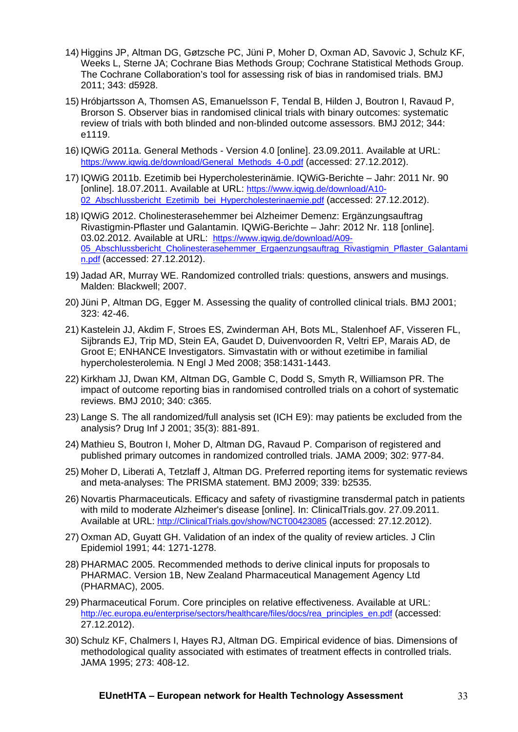14) Higgins JP, Altman DG, Gøtzsche PC, Jüni P, Moher D, Oxman AD, Savovic J, Schulz KF, Weeks L, Sterne JA; Cochrane Bias Methods Group; Cochrane Statistical Methods Group. The Cochrane Collaboration's tool for assessing risk of bias in randomised trials. BMJ 2011; 343: d5928.

15) Hróbjartsson A, Thomsen AS, Emanuelsson F, Tendal B, Hilden J, Boutron I, Ravaud P, Brorson S. Observer bias in randomised clinical trials with binary outcomes: systematic review of trials with both blinded and non-blinded outcome assessors. BMJ 2012; 344: e1119.

16) IQWiG 2011a. General Methods - Version 4.0 [online]. 23.09.2011. Available at URL: https://www.iqwig.de/download/General_Methods_4-0.pdf (accessed: 27.12.2012).

17) IQWiG 2011b. Ezetimib bei Hypercholesterinämie. IQWiG-Berichte – Jahr: 2011 Nr. 90 [online]. 18.07.2011. Available at URL: https://www.iqwig.de/download/A10-02_Abschlussbericht_Ezetimib_bei_Hypercholesterinaemie.pdf (accessed: 27.12.2012).

18) IQWiG 2012. Cholinesterasehemmer bei Alzheimer Demenz: Ergänzungsauftrag Rivastigmin-Pflaster und Galantamin. IQWiG-Berichte – Jahr: 2012 Nr. 118 [online]. 03.02.2012. Available at URL: https://www.iqwig.de/download/A09-05_Abschlussbericht_Cholinesterasehemmer_Ergaenzungsauftrag_Rivastigmin_Pflaster_Galantamin.pdf (accessed: 27.12.2012).

19) Jadad AR, Murray WE. Randomized controlled trials: questions, answers and musings. Malden: Blackwell; 2007.

20) Jüni P, Altman DG, Egger M. Assessing the quality of controlled clinical trials. BMJ 2001; 323: 42-46.

21) Kastelein JJ, Akdim F, Stroes ES, Zwinderman AH, Bots ML, Stalenhoef AF, Visseren FL, Sijbrands EJ, Trip MD, Stein EA, Gaudet D, Duivenvoorden R, Veltri EP, Marais AD, de Groot E; ENHANCE Investigators. Simvastatin with or without ezetimibe in familial hypercholesterolemia. N Engl J Med 2008; 358:1431-1443.

22) Kirkham JJ, Dwan KM, Altman DG, Gamble C, Dodd S, Smyth R, Williamson PR. The impact of outcome reporting bias in randomised controlled trials on a cohort of systematic reviews. BMJ 2010; 340: c365.

23) Lange S. The all randomized/full analysis set (ICH E9): may patients be excluded from the analysis? Drug Inf J 2001; 35(3): 881-891.

24) Mathieu S, Boutron I, Moher D, Altman DG, Ravaud P. Comparison of registered and published primary outcomes in randomized controlled trials. JAMA 2009; 302: 977-84.

25) Moher D, Liberati A, Tetzlaff J, Altman DG. Preferred reporting items for systematic reviews and meta-analyses: The PRISMA statement. BMJ 2009; 339: b2535.

26) Novartis Pharmaceuticals. Efficacy and safety of rivastigmine transdermal patch in patients with mild to moderate Alzheimer's disease [online]. In: ClinicalTrials.gov. 27.09.2011. Available at URL: http://ClinicalTrials.gov/show/NCT00423085 (accessed: 27.12.2012).

27) Oxman AD, Guyatt GH. Validation of an index of the quality of review articles. J Clin Epidemiol 1991; 44: 1271-1278.

28) PHARMAC 2005. Recommended methods to derive clinical inputs for proposals to PHARMAC. Version 1B, New Zealand Pharmaceutical Management Agency Ltd (PHARMAC), 2005.

29) Pharmaceutical Forum. Core principles on relative effectiveness. Available at URL: http://ec.europa.eu/enterprise/sectors/healthcare/files/docs/rea_principles_en.pdf (accessed: 27.12.2012).

30) Schulz KF, Chalmers I, Hayes RJ, Altman DG. Empirical evidence of bias. Dimensions of methodological quality associated with estimates of treatment effects in controlled trials. JAMA 1995; 273: 408-12.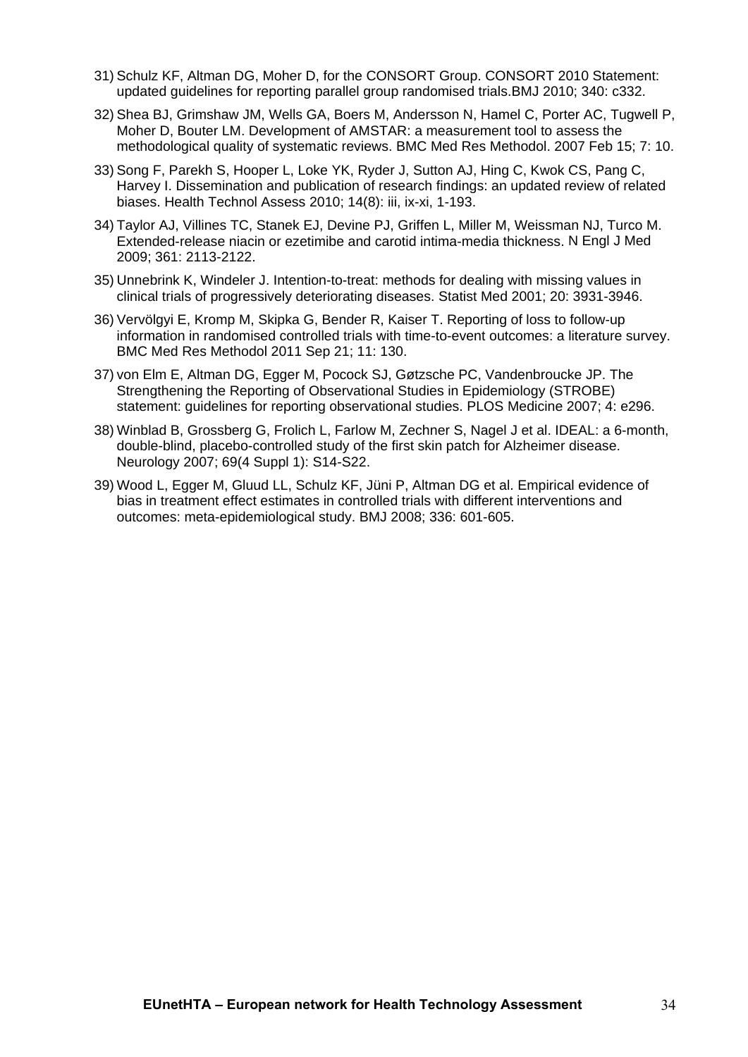31) Schulz KF, Altman DG, Moher D, for the CONSORT Group. CONSORT 2010 Statement: updated guidelines for reporting parallel group randomised trials.BMJ 2010; 340: c332.

32) Shea BJ, Grimshaw JM, Wells GA, Boers M, Andersson N, Hamel C, Porter AC, Tugwell P, Moher D, Bouter LM. Development of AMSTAR: a measurement tool to assess the methodological quality of systematic reviews. BMC Med Res Methodol. 2007 Feb 15; 7: 10.

33) Song F, Parekh S, Hooper L, Loke YK, Ryder J, Sutton AJ, Hing C, Kwok CS, Pang C, Harvey I. Dissemination and publication of research findings: an updated review of related biases. Health Technol Assess 2010; 14(8): iii, ix-xi, 1-193.

34) Taylor AJ, Villines TC, Stanek EJ, Devine PJ, Griffen L, Miller M, Weissman NJ, Turco M. Extended-release niacin or ezetimibe and carotid intima-media thickness. N Engl J Med 2009; 361: 2113-2122.

35) Unnebrink K, Windeler J. Intention-to-treat: methods for dealing with missing values in clinical trials of progressively deteriorating diseases. Statist Med 2001; 20: 3931-3946.

36) Vervölgyi E, Kromp M, Skipka G, Bender R, Kaiser T. Reporting of loss to follow-up information in randomised controlled trials with time-to-event outcomes: a literature survey. BMC Med Res Methodol 2011 Sep 21; 11: 130.

37) von Elm E, Altman DG, Egger M, Pocock SJ, Gøtzsche PC, Vandenbroucke JP. The Strengthening the Reporting of Observational Studies in Epidemiology (STROBE) statement: guidelines for reporting observational studies. PLOS Medicine 2007; 4: e296.

38) Winblad B, Grossberg G, Frolich L, Farlow M, Zechner S, Nagel J et al. IDEAL: a 6-month, double-blind, placebo-controlled study of the first skin patch for Alzheimer disease. Neurology 2007; 69(4 Suppl 1): S14-S22.

39) Wood L, Egger M, Gluud LL, Schulz KF, Jüni P, Altman DG et al. Empirical evidence of bias in treatment effect estimates in controlled trials with different interventions and outcomes: meta-epidemiological study. BMJ 2008; 336: 601-605.